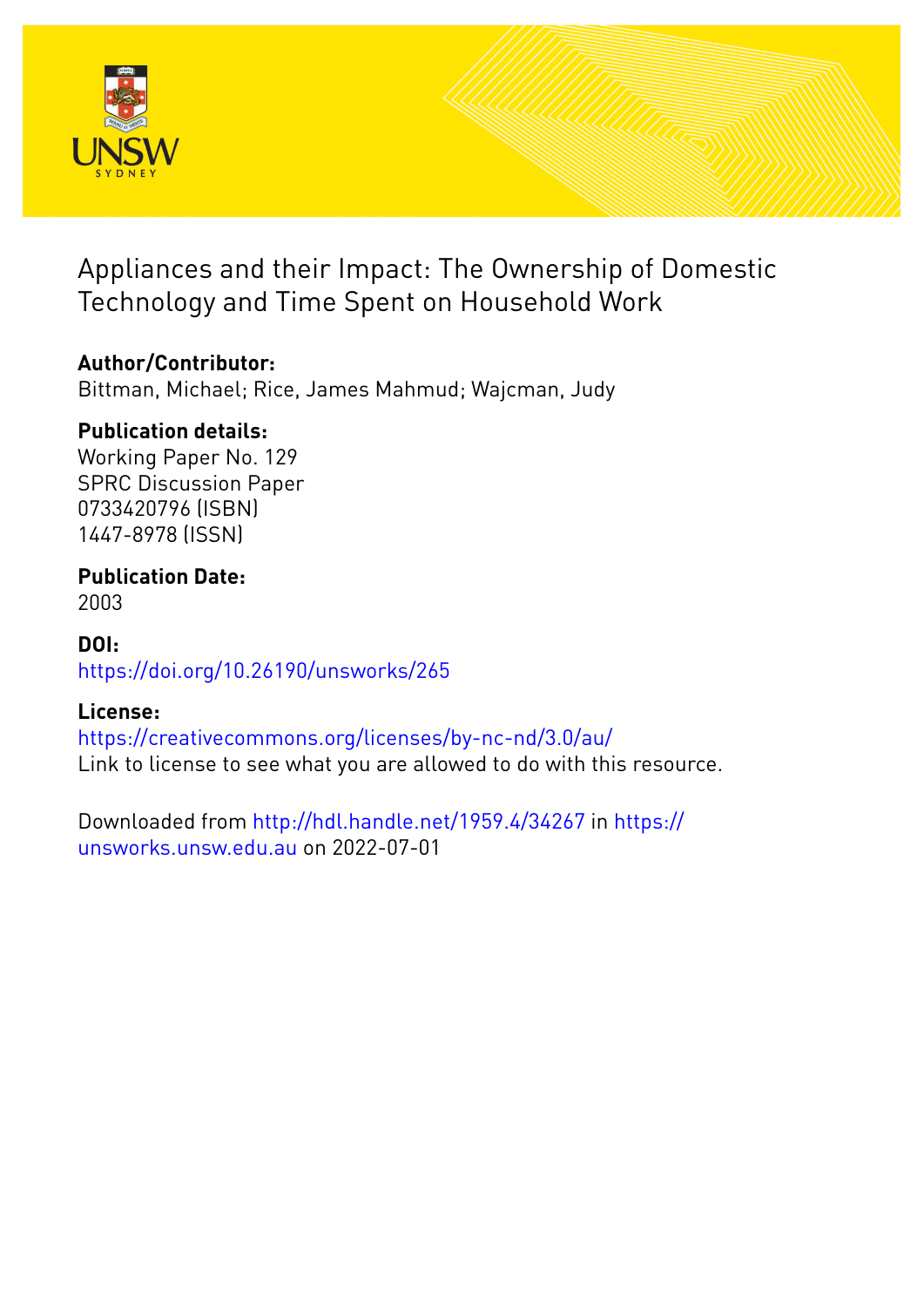# Appliances and their Impact: The Ownership of Domestic Technology and Time Spent on Household Work

**Author/Contributor:**
Bittman, Michael; Rice, James Mahmud; Wajcman, Judy

**Publication details:**
Working Paper No. 129
SPRC Discussion Paper
0733420796 (ISBN)
1447-8978 (ISSN)

**Publication Date:**
2003

**DOI:**
https://doi.org/10.26190/unsworks/265

**License:**
https://creativecommons.org/licenses/by-nc-nd/3.0/au/
Link to license to see what you are allowed to do with this resource.

Downloaded from http://hdl.handle.net/1959.4/34267 in https://unsworks.unsw.edu.au on 2022-07-01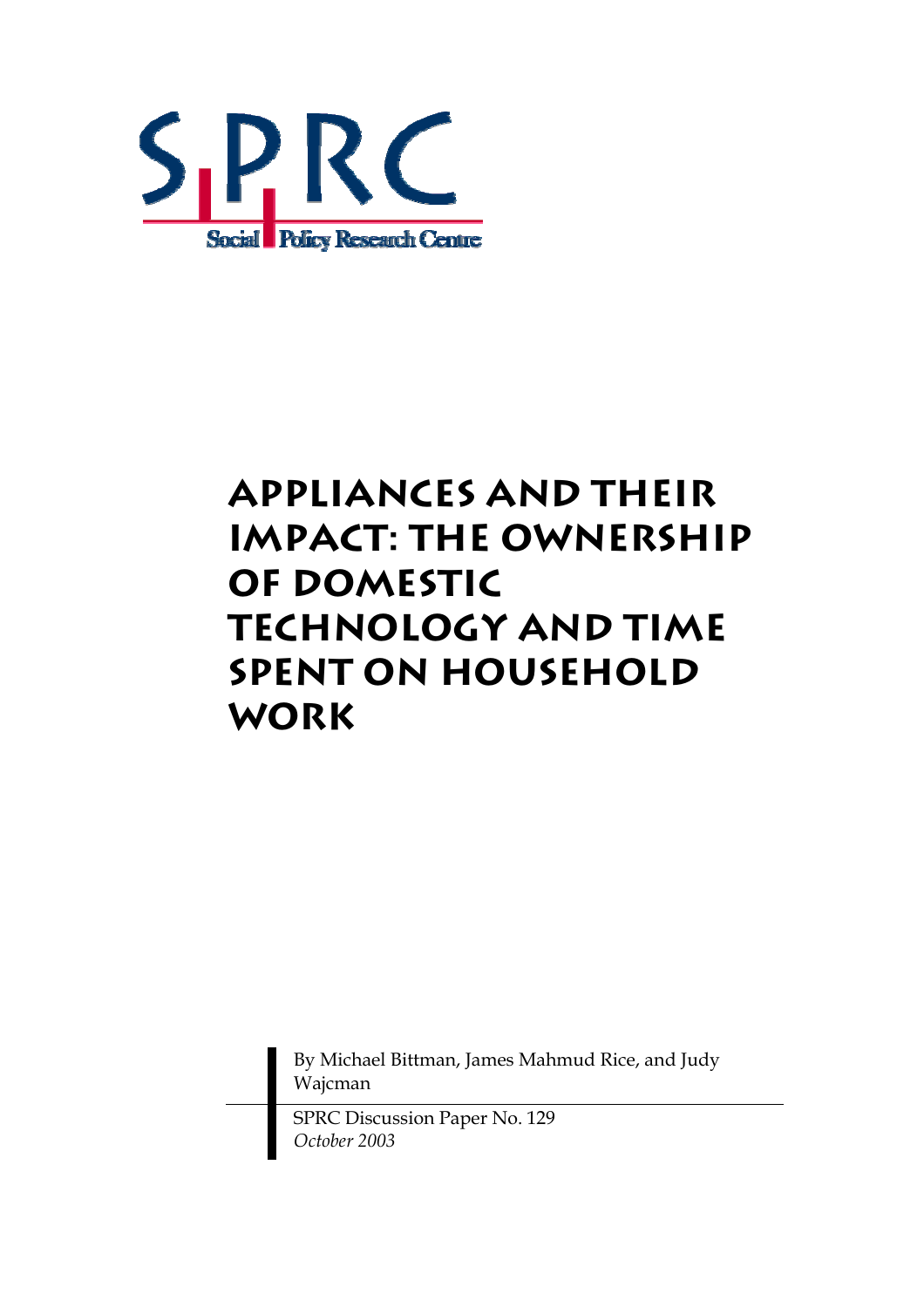S P R C

Social Policy Research Centre

# Appliances and their Impact: the Ownership of Domestic Technology and Time Spent on Household Work

By Michael Bittman, James Mahmud Rice, and Judy Wajcman

SPRC Discussion Paper No. 129
*October 2003*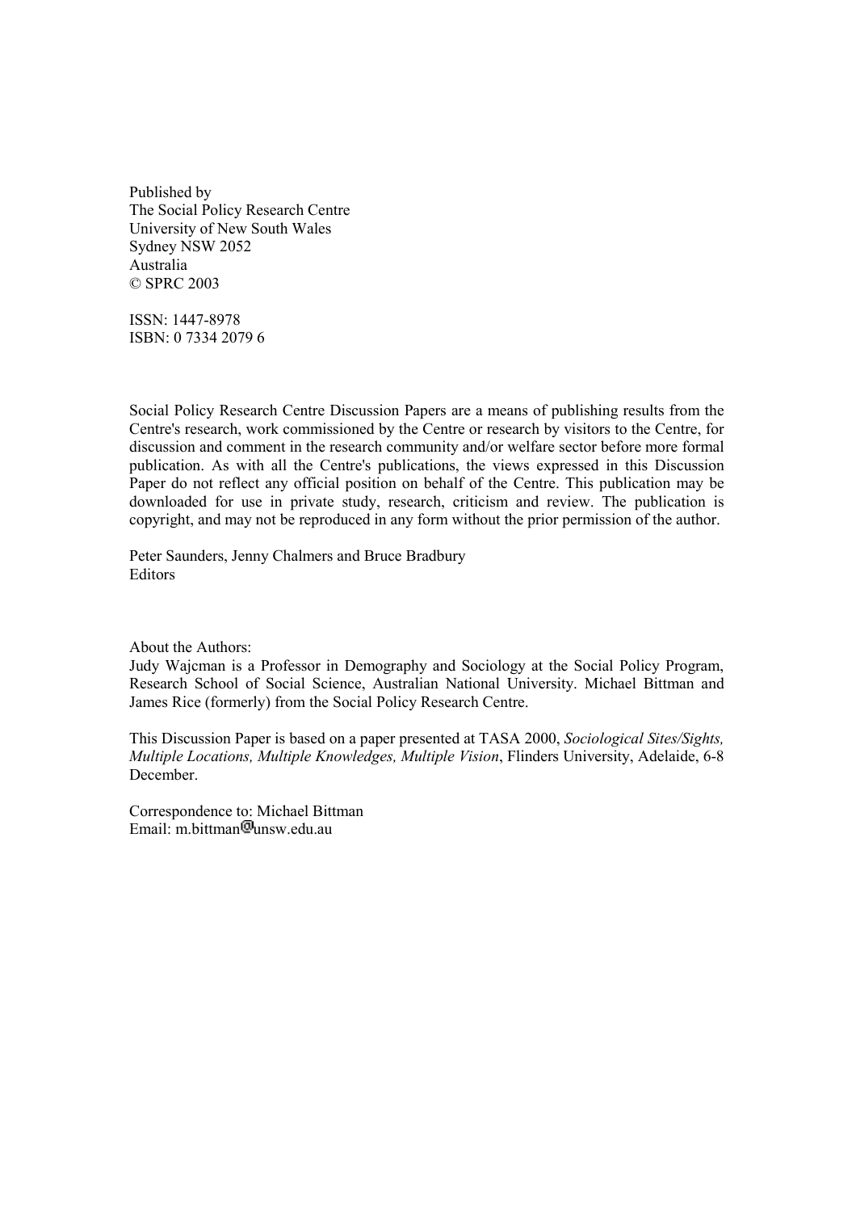Published by
The Social Policy Research Centre
University of New South Wales
Sydney NSW 2052
Australia
© SPRC 2003

ISSN: 1447-8978
ISBN: 0 7334 2079 6

Social Policy Research Centre Discussion Papers are a means of publishing results from the Centre's research, work commissioned by the Centre or research by visitors to the Centre, for discussion and comment in the research community and/or welfare sector before more formal publication. As with all the Centre's publications, the views expressed in this Discussion Paper do not reflect any official position on behalf of the Centre. This publication may be downloaded for use in private study, research, criticism and review. The publication is copyright, and may not be reproduced in any form without the prior permission of the author.

Peter Saunders, Jenny Chalmers and Bruce Bradbury
Editors

About the Authors:
Judy Wajcman is a Professor in Demography and Sociology at the Social Policy Program, Research School of Social Science, Australian National University. Michael Bittman and James Rice (formerly) from the Social Policy Research Centre.

This Discussion Paper is based on a paper presented at TASA 2000, *Sociological Sites/Sights, Multiple Locations, Multiple Knowledges, Multiple Vision*, Flinders University, Adelaide, 6-8 December.

Correspondence to: Michael Bittman
Email: m.bittman@unsw.edu.au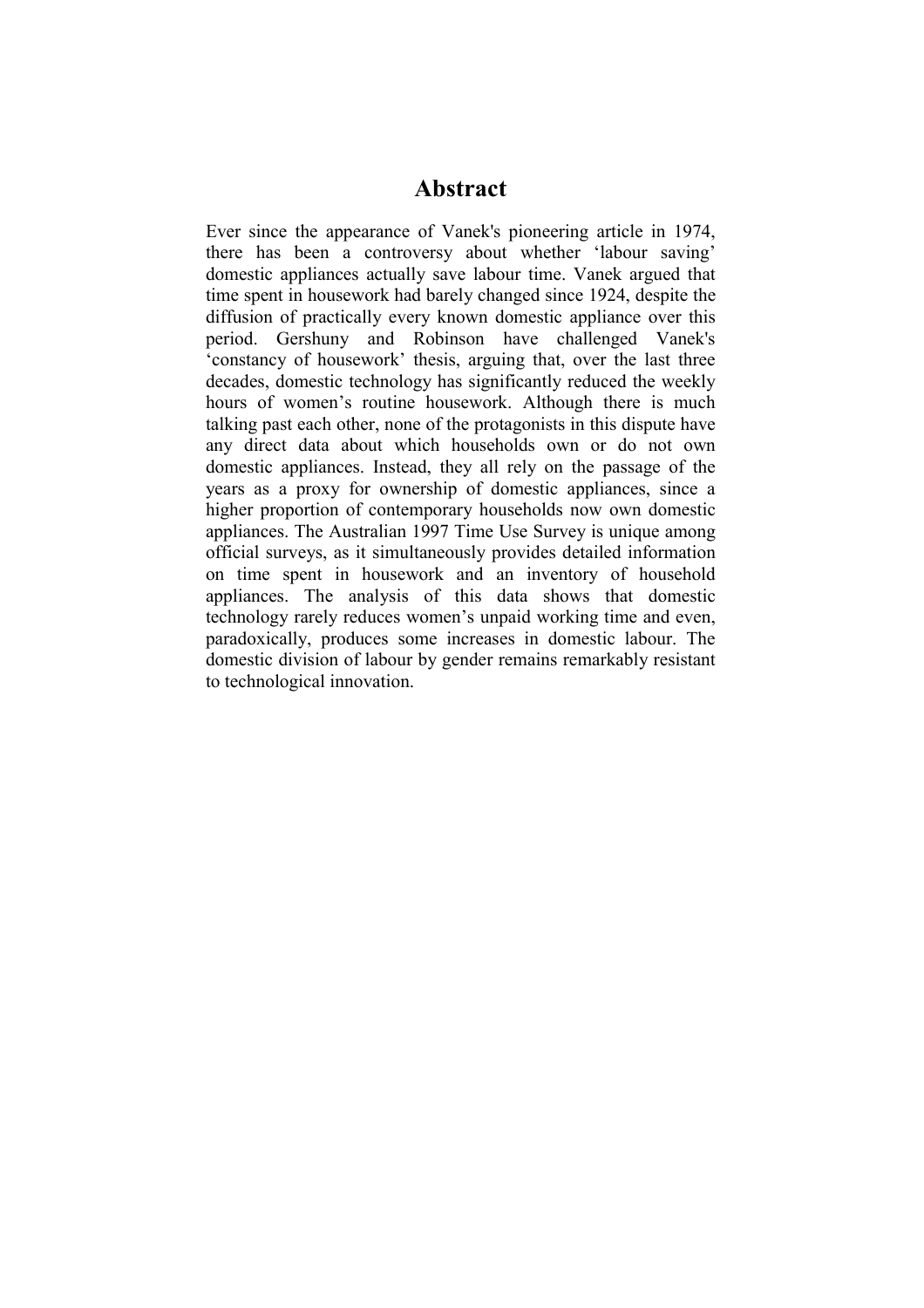# Abstract

Ever since the appearance of Vanek's pioneering article in 1974, there has been a controversy about whether 'labour saving' domestic appliances actually save labour time. Vanek argued that time spent in housework had barely changed since 1924, despite the diffusion of practically every known domestic appliance over this period. Gershuny and Robinson have challenged Vanek's 'constancy of housework' thesis, arguing that, over the last three decades, domestic technology has significantly reduced the weekly hours of women's routine housework. Although there is much talking past each other, none of the protagonists in this dispute have any direct data about which households own or do not own domestic appliances. Instead, they all rely on the passage of the years as a proxy for ownership of domestic appliances, since a higher proportion of contemporary households now own domestic appliances. The Australian 1997 Time Use Survey is unique among official surveys, as it simultaneously provides detailed information on time spent in housework and an inventory of household appliances. The analysis of this data shows that domestic technology rarely reduces women's unpaid working time and even, paradoxically, produces some increases in domestic labour. The domestic division of labour by gender remains remarkably resistant to technological innovation.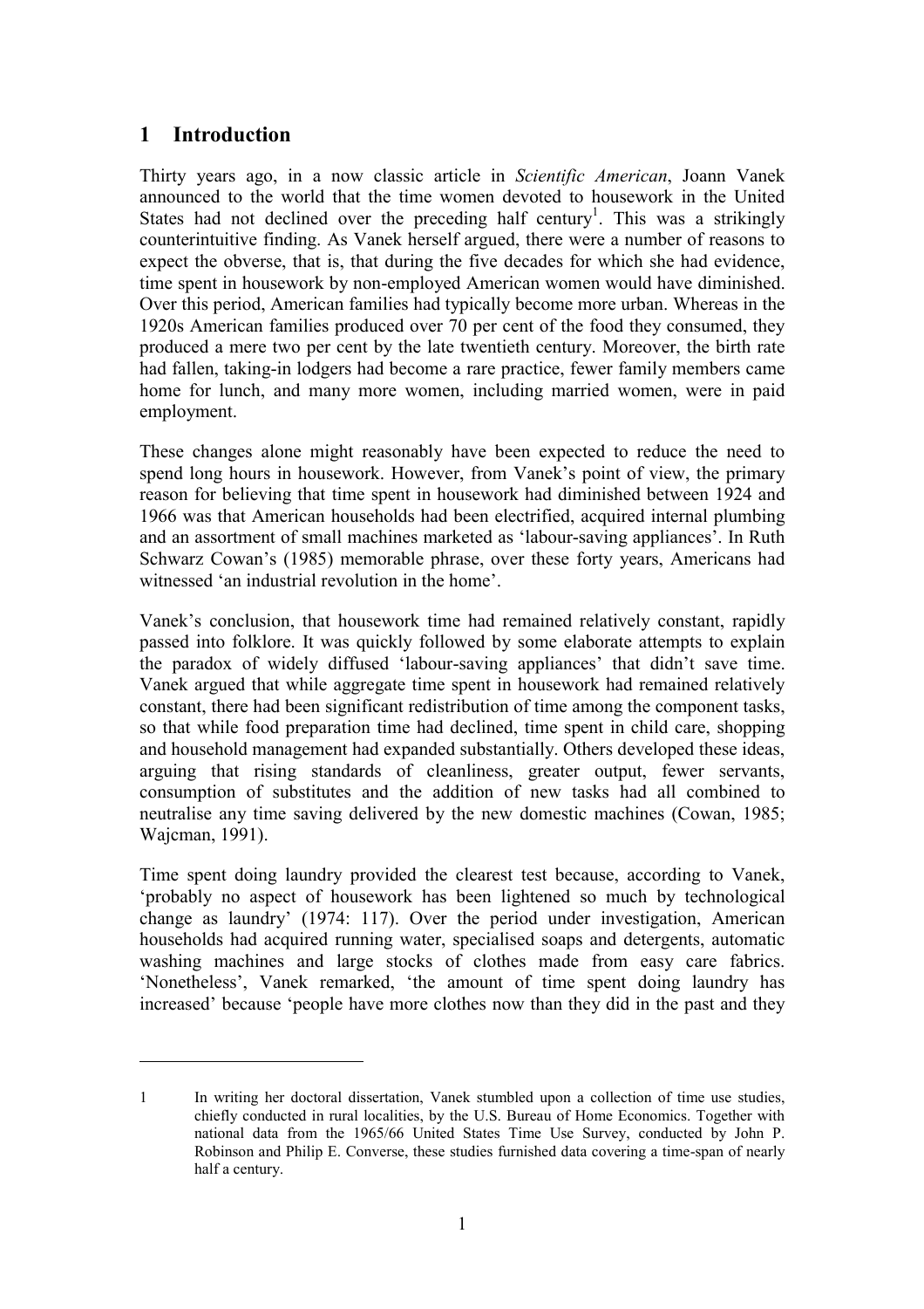## 1 Introduction

Thirty years ago, in a now classic article in *Scientific American*, Joann Vanek announced to the world that the time women devoted to housework in the United States had not declined over the preceding half century[1]. This was a strikingly counterintuitive finding. As Vanek herself argued, there were a number of reasons to expect the obverse, that is, that during the five decades for which she had evidence, time spent in housework by non-employed American women would have diminished. Over this period, American families had typically become more urban. Whereas in the 1920s American families produced over 70 per cent of the food they consumed, they produced a mere two per cent by the late twentieth century. Moreover, the birth rate had fallen, taking-in lodgers had become a rare practice, fewer family members came home for lunch, and many more women, including married women, were in paid employment.

These changes alone might reasonably have been expected to reduce the need to spend long hours in housework. However, from Vanek's point of view, the primary reason for believing that time spent in housework had diminished between 1924 and 1966 was that American households had been electrified, acquired internal plumbing and an assortment of small machines marketed as 'labour-saving appliances'. In Ruth Schwarz Cowan's (1985) memorable phrase, over these forty years, Americans had witnessed 'an industrial revolution in the home'.

Vanek's conclusion, that housework time had remained relatively constant, rapidly passed into folklore. It was quickly followed by some elaborate attempts to explain the paradox of widely diffused 'labour-saving appliances' that didn't save time. Vanek argued that while aggregate time spent in housework had remained relatively constant, there had been significant redistribution of time among the component tasks, so that while food preparation time had declined, time spent in child care, shopping and household management had expanded substantially. Others developed these ideas, arguing that rising standards of cleanliness, greater output, fewer servants, consumption of substitutes and the addition of new tasks had all combined to neutralise any time saving delivered by the new domestic machines (Cowan, 1985; Wajcman, 1991).

Time spent doing laundry provided the clearest test because, according to Vanek, 'probably no aspect of housework has been lightened so much by technological change as laundry' (1974: 117). Over the period under investigation, American households had acquired running water, specialised soaps and detergents, automatic washing machines and large stocks of clothes made from easy care fabrics. 'Nonetheless', Vanek remarked, 'the amount of time spent doing laundry has increased' because 'people have more clothes now than they did in the past and they

---

[1] In writing her doctoral dissertation, Vanek stumbled upon a collection of time use studies, chiefly conducted in rural localities, by the U.S. Bureau of Home Economics. Together with national data from the 1965/66 United States Time Use Survey, conducted by John P. Robinson and Philip E. Converse, these studies furnished data covering a time-span of nearly half a century.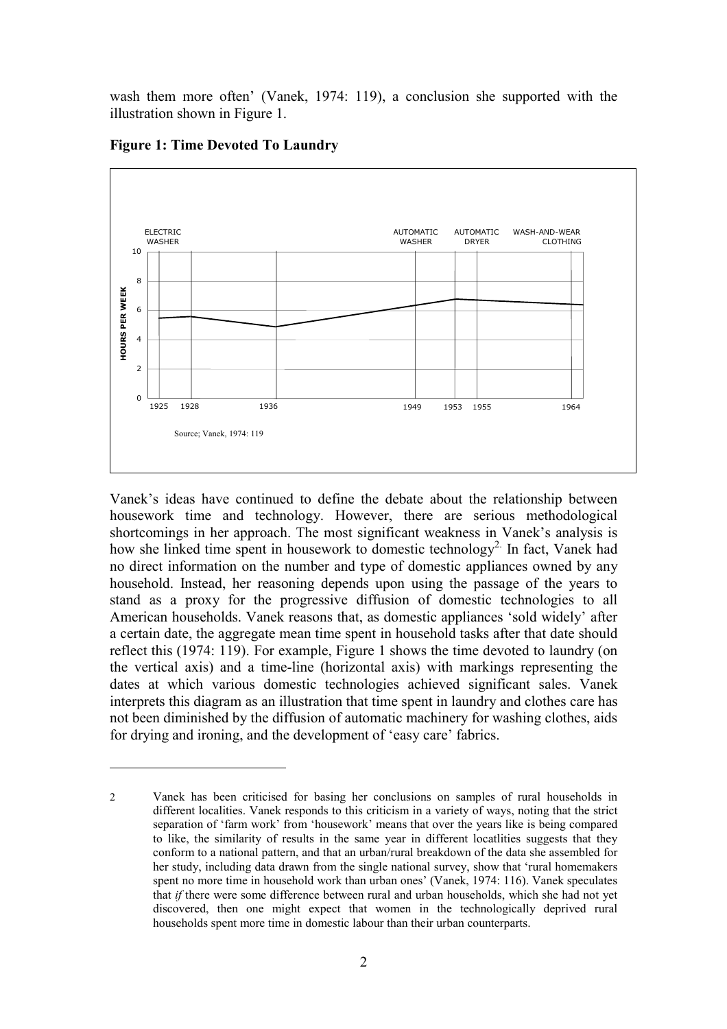wash them more often' (Vanek, 1974: 119), a conclusion she supported with the illustration shown in Figure 1.

**Figure 1: Time Devoted To Laundry**

Source; Vanek, 1974: 119

Vanek's ideas have continued to define the debate about the relationship between housework time and technology. However, there are serious methodological shortcomings in her approach. The most significant weakness in Vanek's analysis is how she linked time spent in housework to domestic technology[2]. In fact, Vanek had no direct information on the number and type of domestic appliances owned by any household. Instead, her reasoning depends upon using the passage of the years to stand as a proxy for the progressive diffusion of domestic technologies to all American households. Vanek reasons that, as domestic appliances 'sold widely' after a certain date, the aggregate mean time spent in household tasks after that date should reflect this (1974: 119). For example, Figure 1 shows the time devoted to laundry (on the vertical axis) and a time-line (horizontal axis) with markings representing the dates at which various domestic technologies achieved significant sales. Vanek interprets this diagram as an illustration that time spent in laundry and clothes care has not been diminished by the diffusion of automatic machinery for washing clothes, aids for drying and ironing, and the development of 'easy care' fabrics.

2 Vanek has been criticised for basing her conclusions on samples of rural households in different localities. Vanek responds to this criticism in a variety of ways, noting that the strict separation of 'farm work' from 'housework' means that over the years like is being compared to like, the similarity of results in the same year in different locatlities suggests that they conform to a national pattern, and that an urban/rural breakdown of the data she assembled for her study, including data drawn from the single national survey, show that 'rural homemakers spent no more time in household work than urban ones' (Vanek, 1974: 116). Vanek speculates that *if* there were some difference between rural and urban households, which she had not yet discovered, then one might expect that women in the technologically deprived rural households spent more time in domestic labour than their urban counterparts.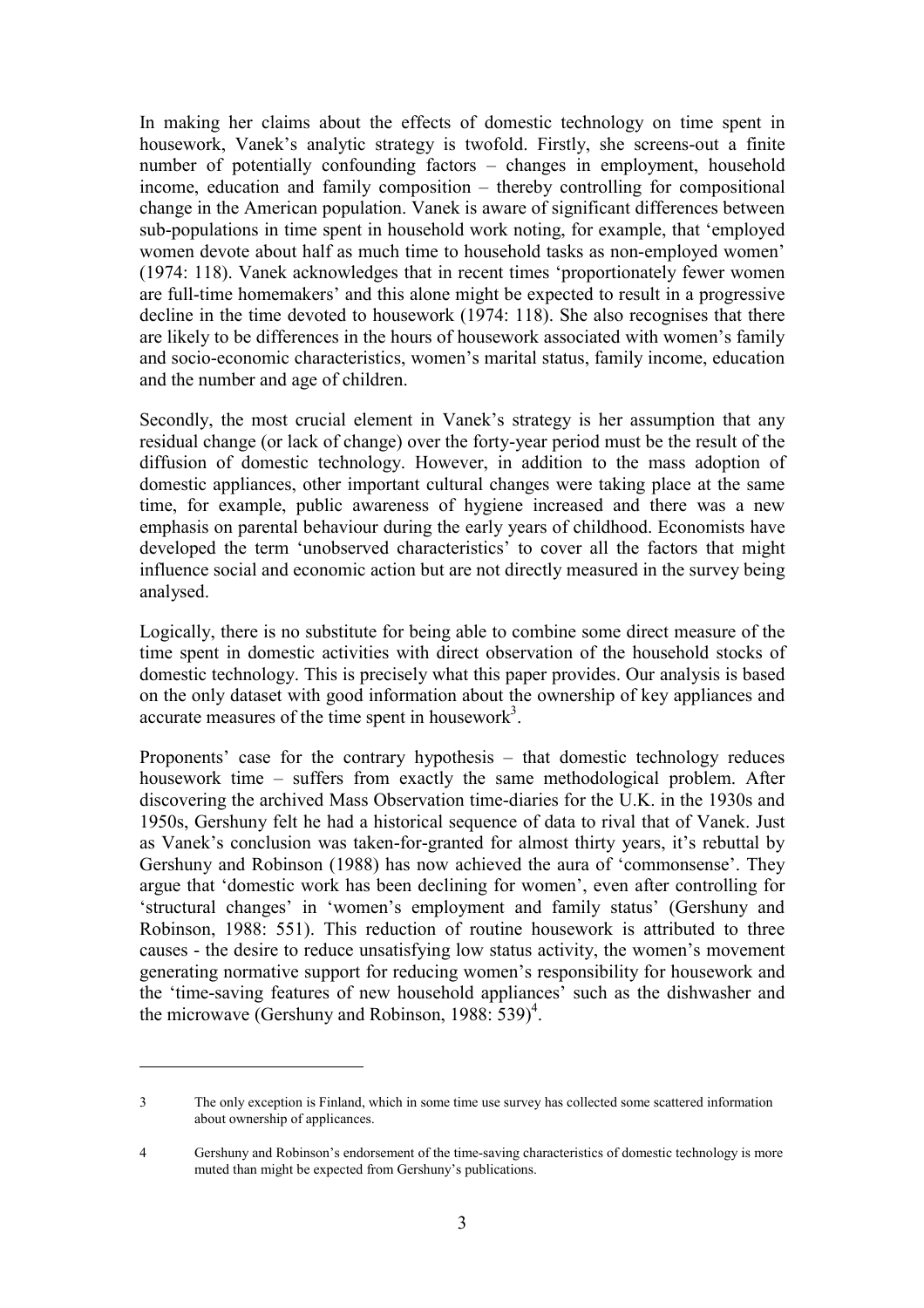In making her claims about the effects of domestic technology on time spent in housework, Vanek's analytic strategy is twofold. Firstly, she screens-out a finite number of potentially confounding factors – changes in employment, household income, education and family composition – thereby controlling for compositional change in the American population. Vanek is aware of significant differences between sub-populations in time spent in household work noting, for example, that 'employed women devote about half as much time to household tasks as non-employed women' (1974: 118). Vanek acknowledges that in recent times 'proportionately fewer women are full-time homemakers' and this alone might be expected to result in a progressive decline in the time devoted to housework (1974: 118). She also recognises that there are likely to be differences in the hours of housework associated with women's family and socio-economic characteristics, women's marital status, family income, education and the number and age of children.

Secondly, the most crucial element in Vanek's strategy is her assumption that any residual change (or lack of change) over the forty-year period must be the result of the diffusion of domestic technology. However, in addition to the mass adoption of domestic appliances, other important cultural changes were taking place at the same time, for example, public awareness of hygiene increased and there was a new emphasis on parental behaviour during the early years of childhood. Economists have developed the term 'unobserved characteristics' to cover all the factors that might influence social and economic action but are not directly measured in the survey being analysed.

Logically, there is no substitute for being able to combine some direct measure of the time spent in domestic activities with direct observation of the household stocks of domestic technology. This is precisely what this paper provides. Our analysis is based on the only dataset with good information about the ownership of key appliances and accurate measures of the time spent in housework[3].

Proponents' case for the contrary hypothesis – that domestic technology reduces housework time – suffers from exactly the same methodological problem. After discovering the archived Mass Observation time-diaries for the U.K. in the 1930s and 1950s, Gershuny felt he had a historical sequence of data to rival that of Vanek. Just as Vanek's conclusion was taken-for-granted for almost thirty years, it's rebuttal by Gershuny and Robinson (1988) has now achieved the aura of 'commonsense'. They argue that 'domestic work has been declining for women', even after controlling for 'structural changes' in 'women's employment and family status' (Gershuny and Robinson, 1988: 551). This reduction of routine housework is attributed to three causes - the desire to reduce unsatisfying low status activity, the women's movement generating normative support for reducing women's responsibility for housework and the 'time-saving features of new household appliances' such as the dishwasher and the microwave (Gershuny and Robinson, 1988: 539)[4].

---

3 The only exception is Finland, which in some time use survey has collected some scattered information about ownership of applicances.

4 Gershuny and Robinson's endorsement of the time-saving characteristics of domestic technology is more muted than might be expected from Gershuny's publications.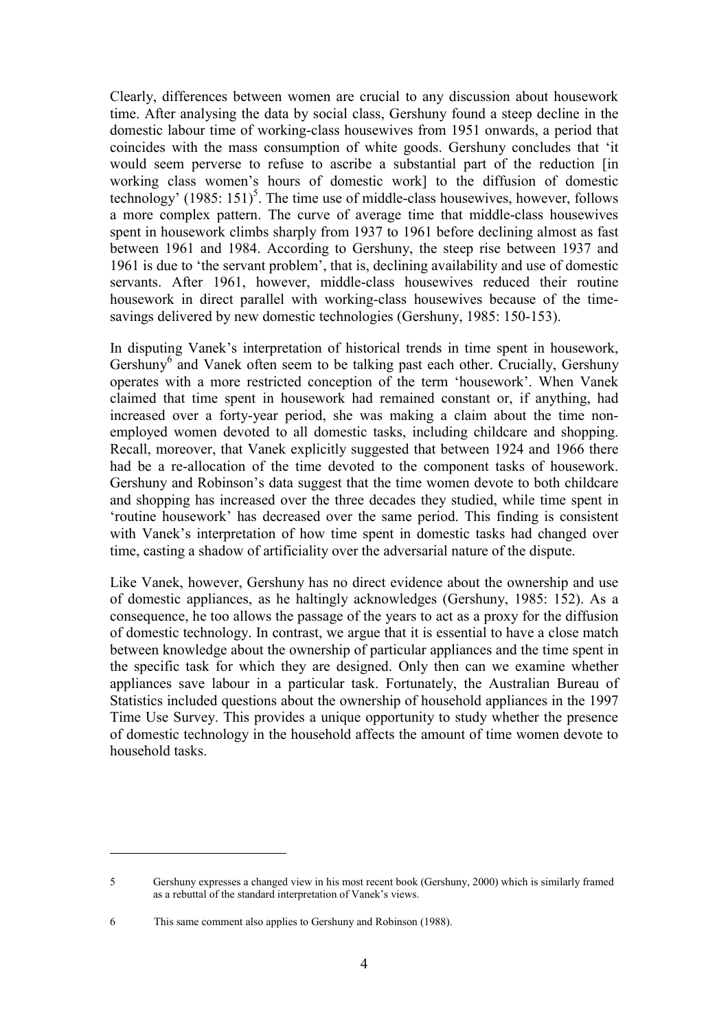Clearly, differences between women are crucial to any discussion about housework time. After analysing the data by social class, Gershuny found a steep decline in the domestic labour time of working-class housewives from 1951 onwards, a period that coincides with the mass consumption of white goods. Gershuny concludes that 'it would seem perverse to refuse to ascribe a substantial part of the reduction [in working class women's hours of domestic work] to the diffusion of domestic technology' (1985: 151)[5]. The time use of middle-class housewives, however, follows a more complex pattern. The curve of average time that middle-class housewives spent in housework climbs sharply from 1937 to 1961 before declining almost as fast between 1961 and 1984. According to Gershuny, the steep rise between 1937 and 1961 is due to 'the servant problem', that is, declining availability and use of domestic servants. After 1961, however, middle-class housewives reduced their routine housework in direct parallel with working-class housewives because of the time-savings delivered by new domestic technologies (Gershuny, 1985: 150-153).

In disputing Vanek's interpretation of historical trends in time spent in housework, Gershuny[6] and Vanek often seem to be talking past each other. Crucially, Gershuny operates with a more restricted conception of the term 'housework'. When Vanek claimed that time spent in housework had remained constant or, if anything, had increased over a forty-year period, she was making a claim about the time non-employed women devoted to all domestic tasks, including childcare and shopping. Recall, moreover, that Vanek explicitly suggested that between 1924 and 1966 there had be a re-allocation of the time devoted to the component tasks of housework. Gershuny and Robinson's data suggest that the time women devote to both childcare and shopping has increased over the three decades they studied, while time spent in 'routine housework' has decreased over the same period. This finding is consistent with Vanek's interpretation of how time spent in domestic tasks had changed over time, casting a shadow of artificiality over the adversarial nature of the dispute.

Like Vanek, however, Gershuny has no direct evidence about the ownership and use of domestic appliances, as he haltingly acknowledges (Gershuny, 1985: 152). As a consequence, he too allows the passage of the years to act as a proxy for the diffusion of domestic technology. In contrast, we argue that it is essential to have a close match between knowledge about the ownership of particular appliances and the time spent in the specific task for which they are designed. Only then can we examine whether appliances save labour in a particular task. Fortunately, the Australian Bureau of Statistics included questions about the ownership of household appliances in the 1997 Time Use Survey. This provides a unique opportunity to study whether the presence of domestic technology in the household affects the amount of time women devote to household tasks.

---

5 Gershuny expresses a changed view in his most recent book (Gershuny, 2000) which is similarly framed as a rebuttal of the standard interpretation of Vanek's views.

6 This same comment also applies to Gershuny and Robinson (1988).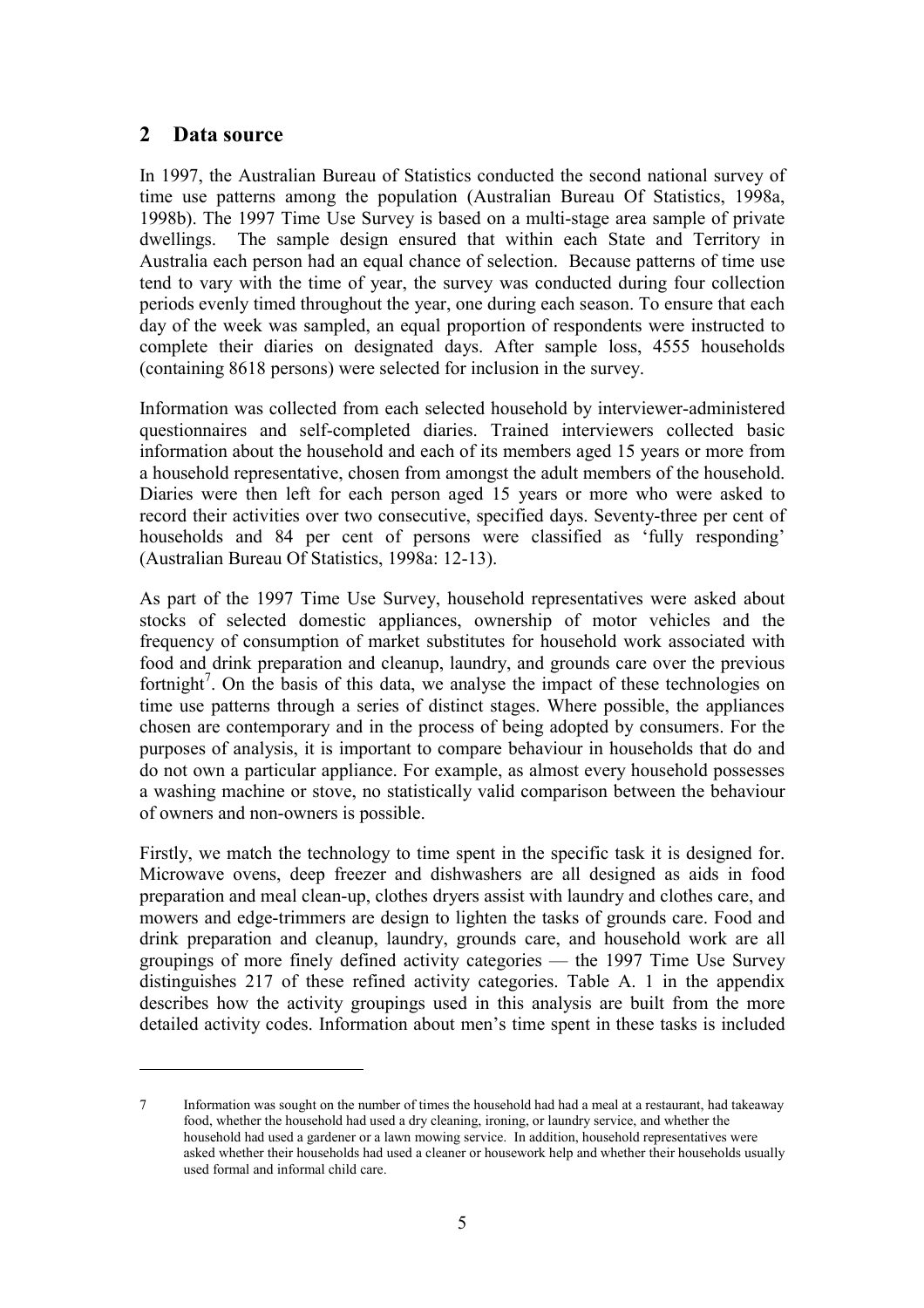## 2 Data source

In 1997, the Australian Bureau of Statistics conducted the second national survey of time use patterns among the population (Australian Bureau Of Statistics, 1998a, 1998b). The 1997 Time Use Survey is based on a multi-stage area sample of private dwellings. The sample design ensured that within each State and Territory in Australia each person had an equal chance of selection. Because patterns of time use tend to vary with the time of year, the survey was conducted during four collection periods evenly timed throughout the year, one during each season. To ensure that each day of the week was sampled, an equal proportion of respondents were instructed to complete their diaries on designated days. After sample loss, 4555 households (containing 8618 persons) were selected for inclusion in the survey.

Information was collected from each selected household by interviewer-administered questionnaires and self-completed diaries. Trained interviewers collected basic information about the household and each of its members aged 15 years or more from a household representative, chosen from amongst the adult members of the household. Diaries were then left for each person aged 15 years or more who were asked to record their activities over two consecutive, specified days. Seventy-three per cent of households and 84 per cent of persons were classified as 'fully responding' (Australian Bureau Of Statistics, 1998a: 12-13).

As part of the 1997 Time Use Survey, household representatives were asked about stocks of selected domestic appliances, ownership of motor vehicles and the frequency of consumption of market substitutes for household work associated with food and drink preparation and cleanup, laundry, and grounds care over the previous fortnight[7]. On the basis of this data, we analyse the impact of these technologies on time use patterns through a series of distinct stages. Where possible, the appliances chosen are contemporary and in the process of being adopted by consumers. For the purposes of analysis, it is important to compare behaviour in households that do and do not own a particular appliance. For example, as almost every household possesses a washing machine or stove, no statistically valid comparison between the behaviour of owners and non-owners is possible.

Firstly, we match the technology to time spent in the specific task it is designed for. Microwave ovens, deep freezer and dishwashers are all designed as aids in food preparation and meal clean-up, clothes dryers assist with laundry and clothes care, and mowers and edge-trimmers are design to lighten the tasks of grounds care. Food and drink preparation and cleanup, laundry, grounds care, and household work are all groupings of more finely defined activity categories — the 1997 Time Use Survey distinguishes 217 of these refined activity categories. Table A. 1 in the appendix describes how the activity groupings used in this analysis are built from the more detailed activity codes. Information about men's time spent in these tasks is included

---

7 Information was sought on the number of times the household had had a meal at a restaurant, had takeaway food, whether the household had used a dry cleaning, ironing, or laundry service, and whether the household had used a gardener or a lawn mowing service. In addition, household representatives were asked whether their households had used a cleaner or housework help and whether their households usually used formal and informal child care.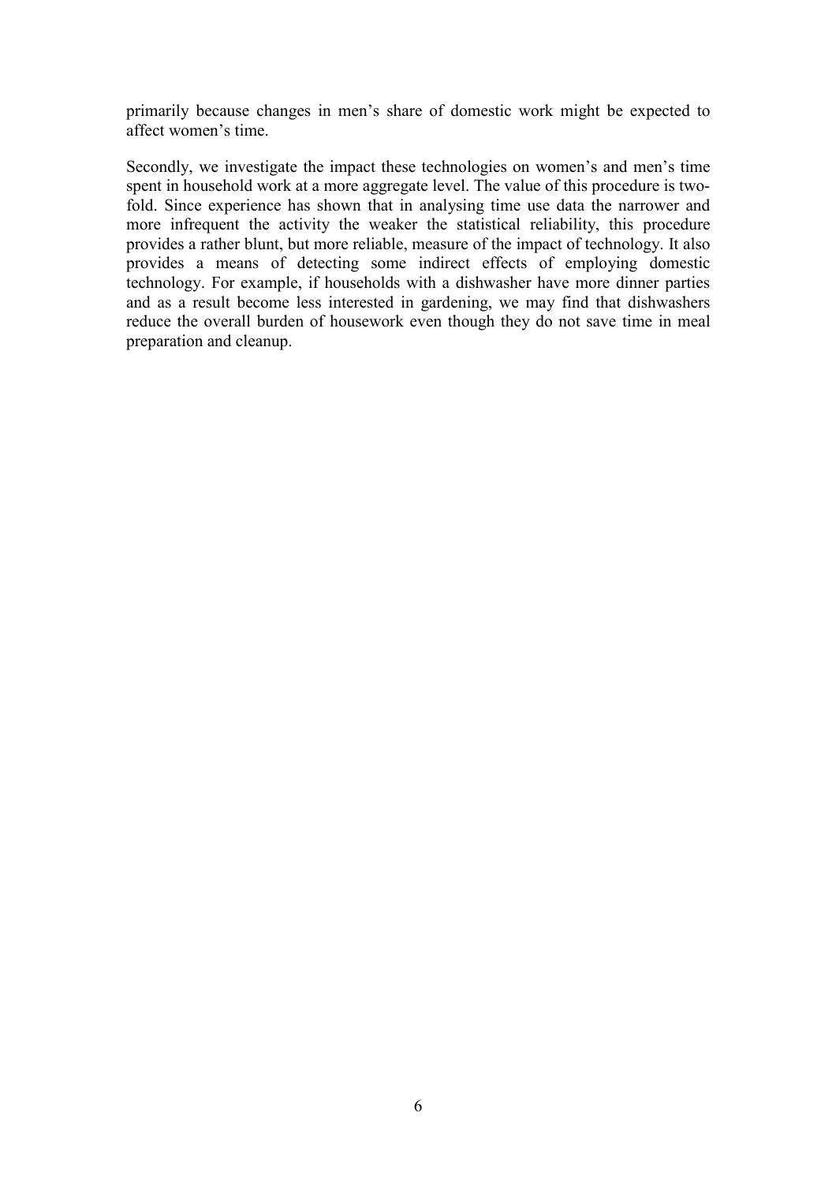primarily because changes in men's share of domestic work might be expected to affect women's time.

Secondly, we investigate the impact these technologies on women's and men's time spent in household work at a more aggregate level. The value of this procedure is two-fold. Since experience has shown that in analysing time use data the narrower and more infrequent the activity the weaker the statistical reliability, this procedure provides a rather blunt, but more reliable, measure of the impact of technology. It also provides a means of detecting some indirect effects of employing domestic technology. For example, if households with a dishwasher have more dinner parties and as a result become less interested in gardening, we may find that dishwashers reduce the overall burden of housework even though they do not save time in meal preparation and cleanup.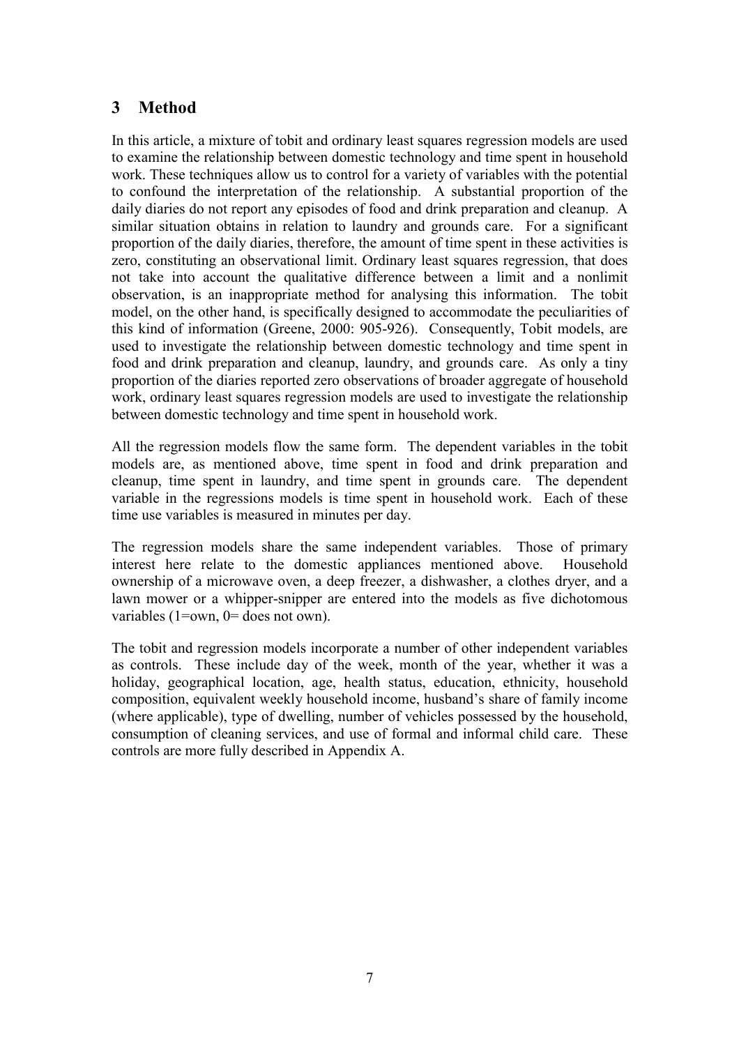## 3 Method

In this article, a mixture of tobit and ordinary least squares regression models are used to examine the relationship between domestic technology and time spent in household work. These techniques allow us to control for a variety of variables with the potential to confound the interpretation of the relationship. A substantial proportion of the daily diaries do not report any episodes of food and drink preparation and cleanup. A similar situation obtains in relation to laundry and grounds care. For a significant proportion of the daily diaries, therefore, the amount of time spent in these activities is zero, constituting an observational limit. Ordinary least squares regression, that does not take into account the qualitative difference between a limit and a nonlimit observation, is an inappropriate method for analysing this information. The tobit model, on the other hand, is specifically designed to accommodate the peculiarities of this kind of information (Greene, 2000: 905-926). Consequently, Tobit models, are used to investigate the relationship between domestic technology and time spent in food and drink preparation and cleanup, laundry, and grounds care. As only a tiny proportion of the diaries reported zero observations of broader aggregate of household work, ordinary least squares regression models are used to investigate the relationship between domestic technology and time spent in household work.

All the regression models flow the same form. The dependent variables in the tobit models are, as mentioned above, time spent in food and drink preparation and cleanup, time spent in laundry, and time spent in grounds care. The dependent variable in the regressions models is time spent in household work. Each of these time use variables is measured in minutes per day.

The regression models share the same independent variables. Those of primary interest here relate to the domestic appliances mentioned above. Household ownership of a microwave oven, a deep freezer, a dishwasher, a clothes dryer, and a lawn mower or a whipper-snipper are entered into the models as five dichotomous variables (1=own, 0= does not own).

The tobit and regression models incorporate a number of other independent variables as controls. These include day of the week, month of the year, whether it was a holiday, geographical location, age, health status, education, ethnicity, household composition, equivalent weekly household income, husband's share of family income (where applicable), type of dwelling, number of vehicles possessed by the household, consumption of cleaning services, and use of formal and informal child care. These controls are more fully described in Appendix A.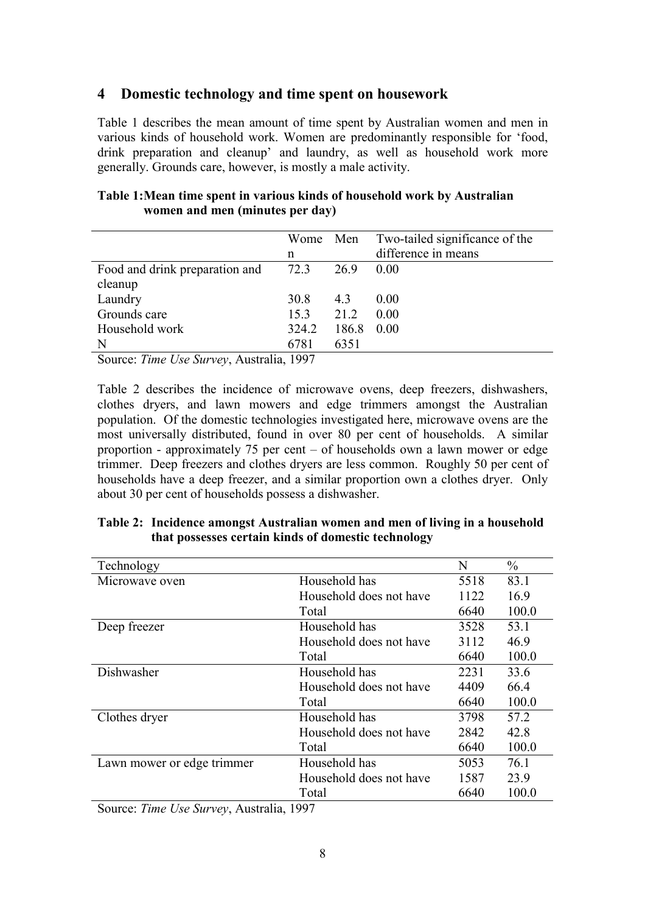## 4 Domestic technology and time spent on housework

Table 1 describes the mean amount of time spent by Australian women and men in various kinds of household work. Women are predominantly responsible for 'food, drink preparation and cleanup' and laundry, as well as household work more generally. Grounds care, however, is mostly a male activity.

**Table 1: Mean time spent in various kinds of household work by Australian women and men (minutes per day)**

| | Women | Men | Two-tailed significance of the difference in means |
|---|---|---|---|
| Food and drink preparation and cleanup | 72.3 | 26.9 | 0.00 |
| Laundry | 30.8 | 4.3 | 0.00 |
| Grounds care | 15.3 | 21.2 | 0.00 |
| Household work | 324.2 | 186.8 | 0.00 |
| N | 6781 | 6351 | |

Source: *Time Use Survey*, Australia, 1997

Table 2 describes the incidence of microwave ovens, deep freezers, dishwashers, clothes dryers, and lawn mowers and edge trimmers amongst the Australian population. Of the domestic technologies investigated here, microwave ovens are the most universally distributed, found in over 80 per cent of households. A similar proportion - approximately 75 per cent – of households own a lawn mower or edge trimmer. Deep freezers and clothes dryers are less common. Roughly 50 per cent of households have a deep freezer, and a similar proportion own a clothes dryer. Only about 30 per cent of households possess a dishwasher.

**Table 2: Incidence amongst Australian women and men of living in a household that possesses certain kinds of domestic technology**

| Technology | | N | % |
|---|---|---|---|
| Microwave oven | Household has | 5518 | 83.1 |
| | Household does not have | 1122 | 16.9 |
| | Total | 6640 | 100.0 |
| Deep freezer | Household has | 3528 | 53.1 |
| | Household does not have | 3112 | 46.9 |
| | Total | 6640 | 100.0 |
| Dishwasher | Household has | 2231 | 33.6 |
| | Household does not have | 4409 | 66.4 |
| | Total | 6640 | 100.0 |
| Clothes dryer | Household has | 3798 | 57.2 |
| | Household does not have | 2842 | 42.8 |
| | Total | 6640 | 100.0 |
| Lawn mower or edge trimmer | Household has | 5053 | 76.1 |
| | Household does not have | 1587 | 23.9 |
| | Total | 6640 | 100.0 |

Source: *Time Use Survey*, Australia, 1997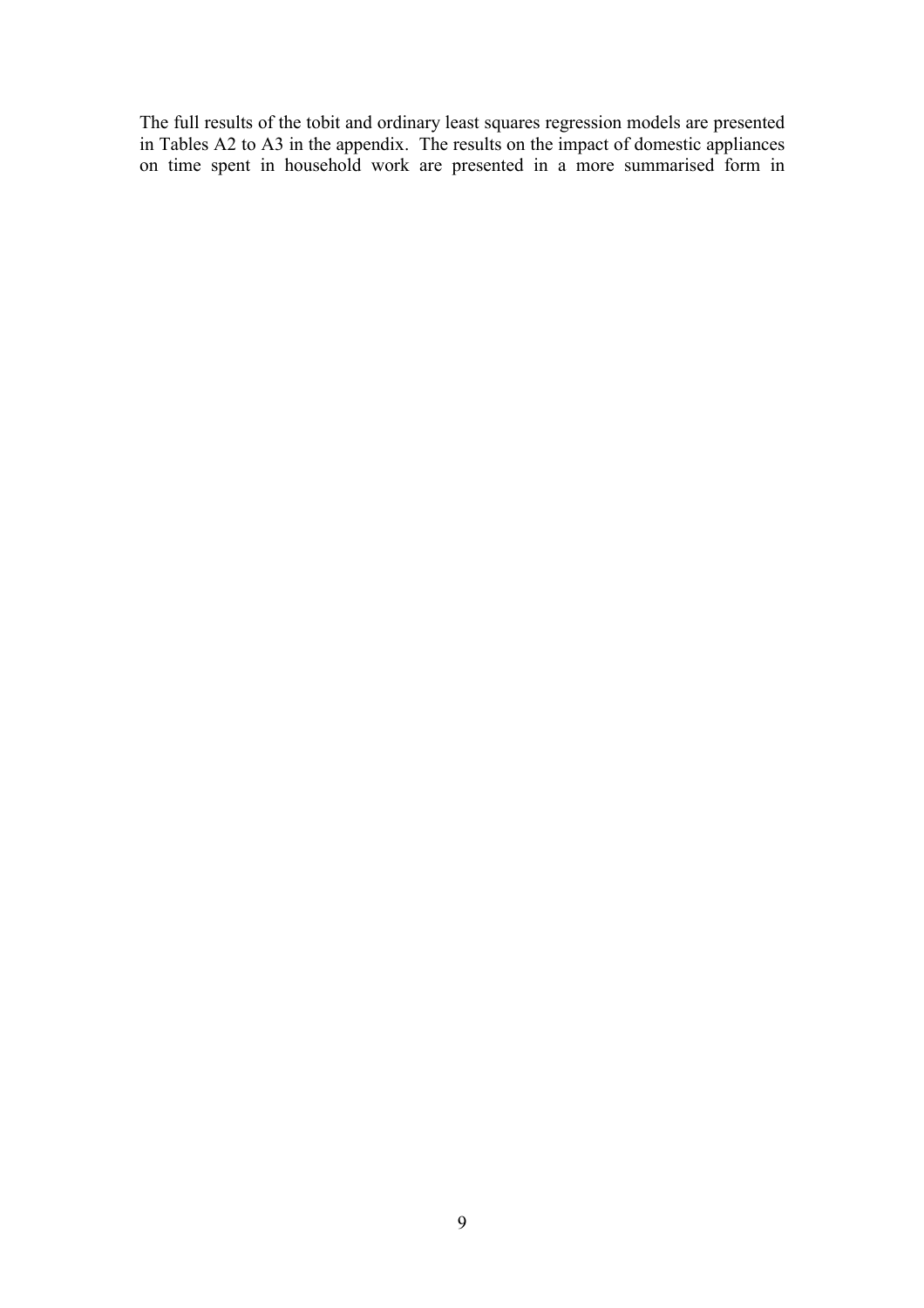The full results of the tobit and ordinary least squares regression models are presented in Tables A2 to A3 in the appendix. The results on the impact of domestic appliances on time spent in household work are presented in a more summarised form in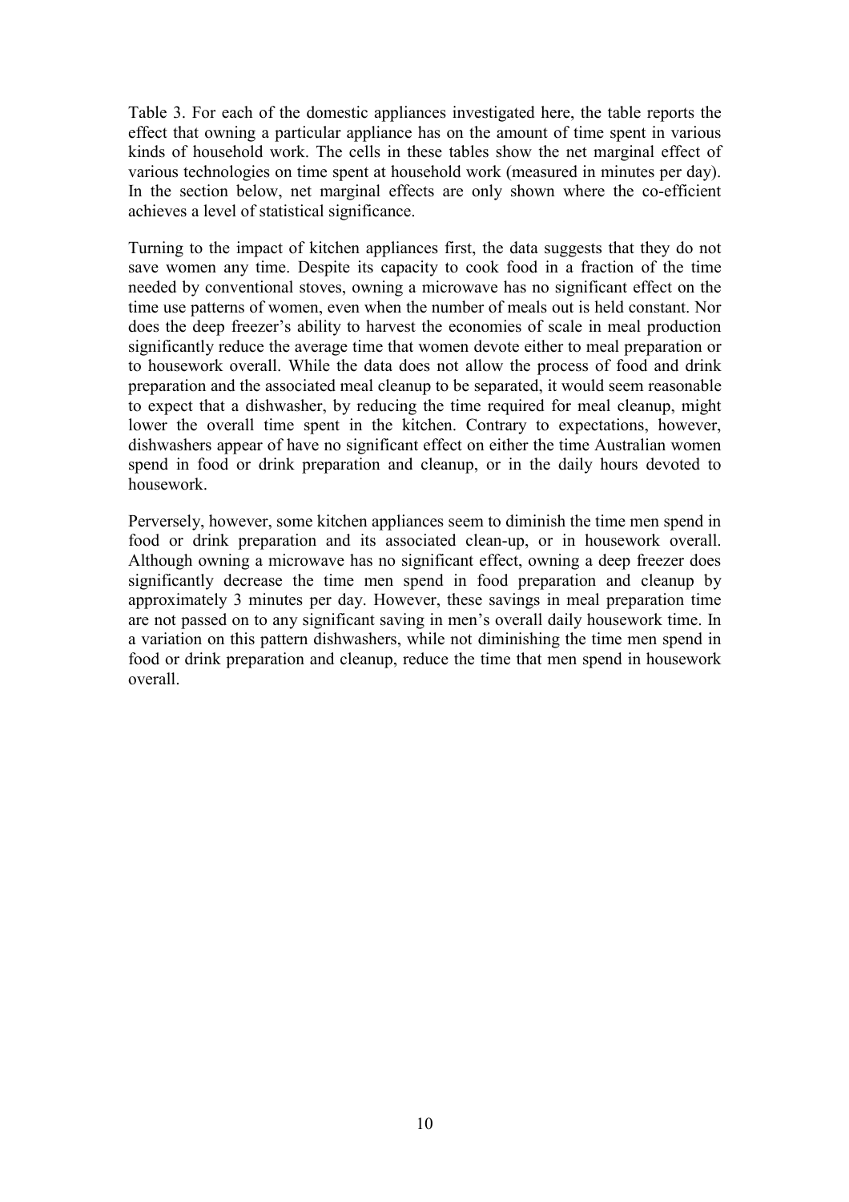Table 3. For each of the domestic appliances investigated here, the table reports the effect that owning a particular appliance has on the amount of time spent in various kinds of household work. The cells in these tables show the net marginal effect of various technologies on time spent at household work (measured in minutes per day). In the section below, net marginal effects are only shown where the co-efficient achieves a level of statistical significance.

Turning to the impact of kitchen appliances first, the data suggests that they do not save women any time. Despite its capacity to cook food in a fraction of the time needed by conventional stoves, owning a microwave has no significant effect on the time use patterns of women, even when the number of meals out is held constant. Nor does the deep freezer's ability to harvest the economies of scale in meal production significantly reduce the average time that women devote either to meal preparation or to housework overall. While the data does not allow the process of food and drink preparation and the associated meal cleanup to be separated, it would seem reasonable to expect that a dishwasher, by reducing the time required for meal cleanup, might lower the overall time spent in the kitchen. Contrary to expectations, however, dishwashers appear of have no significant effect on either the time Australian women spend in food or drink preparation and cleanup, or in the daily hours devoted to housework.

Perversely, however, some kitchen appliances seem to diminish the time men spend in food or drink preparation and its associated clean-up, or in housework overall. Although owning a microwave has no significant effect, owning a deep freezer does significantly decrease the time men spend in food preparation and cleanup by approximately 3 minutes per day. However, these savings in meal preparation time are not passed on to any significant saving in men's overall daily housework time. In a variation on this pattern dishwashers, while not diminishing the time men spend in food or drink preparation and cleanup, reduce the time that men spend in housework overall.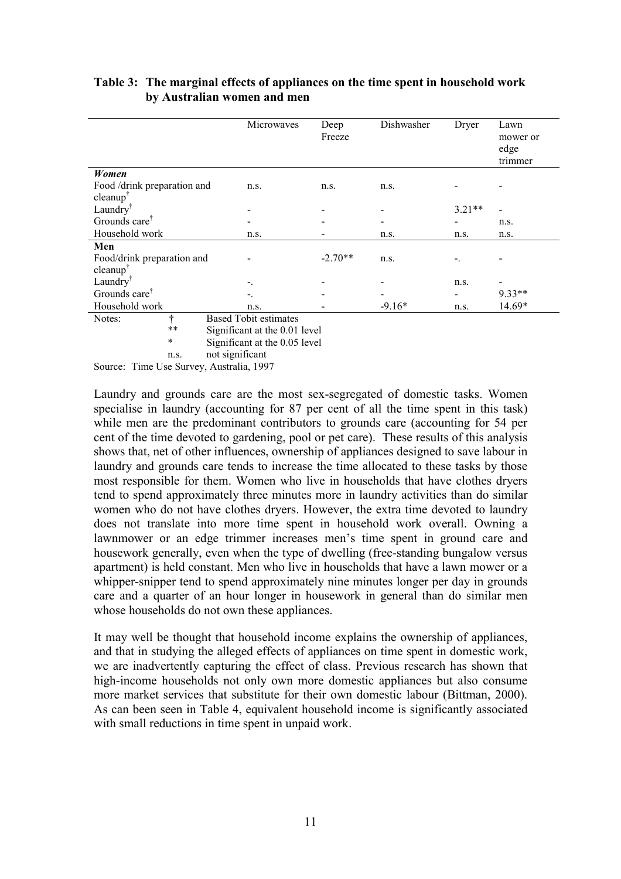**Table 3: The marginal effects of appliances on the time spent in household work by Australian women and men**

| | Microwaves | Deep Freeze | Dishwasher | Dryer | Lawn mower or edge trimmer |
|---|---|---|---|---|---|
| ***Women*** | | | | | |
| Food /drink preparation and cleanup† | n.s. | n.s. | n.s. | - | - |
| Laundry† | - | - | - | 3.21** | - |
| Grounds care† | - | - | - | - | n.s. |
| Household work | n.s. | - | n.s. | n.s. | n.s. |
| **Men** | | | | | |
| Food/drink preparation and cleanup† | - | -2.70** | n.s. | -. | - |
| Laundry† | -. | - | - | n.s. | - |
| Grounds care† | -. | - | - | - | 9.33** |
| Household work | n.s. | - | -9.16* | n.s. | 14.69* |

Notes: † Based Tobit estimates
** Significant at the 0.01 level
* Significant at the 0.05 level
n.s. not significant

Source: Time Use Survey, Australia, 1997

Laundry and grounds care are the most sex-segregated of domestic tasks. Women specialise in laundry (accounting for 87 per cent of all the time spent in this task) while men are the predominant contributors to grounds care (accounting for 54 per cent of the time devoted to gardening, pool or pet care). These results of this analysis shows that, net of other influences, ownership of appliances designed to save labour in laundry and grounds care tends to increase the time allocated to these tasks by those most responsible for them. Women who live in households that have clothes dryers tend to spend approximately three minutes more in laundry activities than do similar women who do not have clothes dryers. However, the extra time devoted to laundry does not translate into more time spent in household work overall. Owning a lawnmower or an edge trimmer increases men's time spent in ground care and housework generally, even when the type of dwelling (free-standing bungalow versus apartment) is held constant. Men who live in households that have a lawn mower or a whipper-snipper tend to spend approximately nine minutes longer per day in grounds care and a quarter of an hour longer in housework in general than do similar men whose households do not own these appliances.

It may well be thought that household income explains the ownership of appliances, and that in studying the alleged effects of appliances on time spent in domestic work, we are inadvertently capturing the effect of class. Previous research has shown that high-income households not only own more domestic appliances but also consume more market services that substitute for their own domestic labour (Bittman, 2000). As can been seen in Table 4, equivalent household income is significantly associated with small reductions in time spent in unpaid work.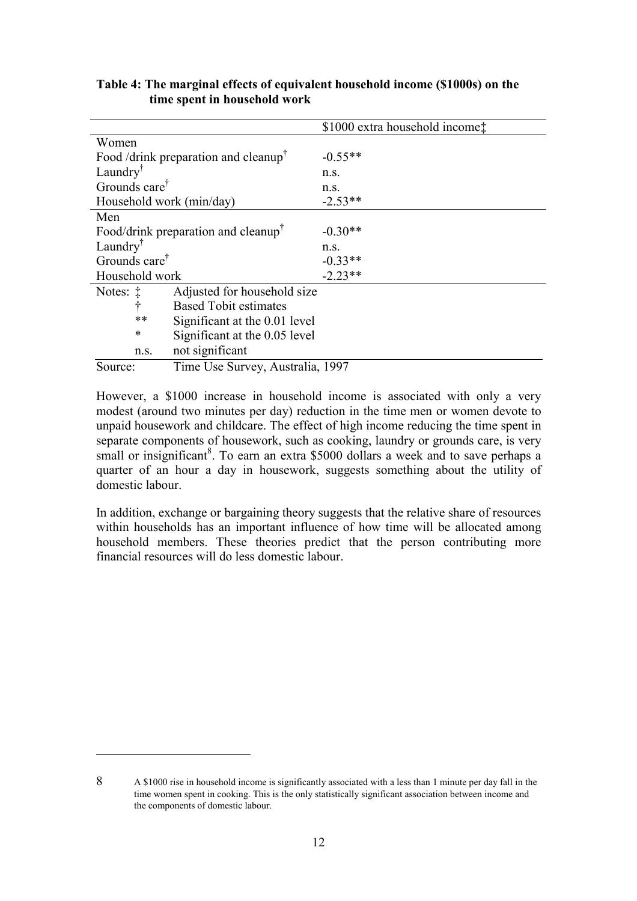**Table 4: The marginal effects of equivalent household income ($1000s) on the time spent in household work**

| | $1000 extra household income‡ |
|---|---|
| Women | |
| Food /drink preparation and cleanup† | -0.55** |
| Laundry† | n.s. |
| Grounds care† | n.s. |
| Household work (min/day) | -2.53** |
| Men | |
| Food/drink preparation and cleanup† | -0.30** |
| Laundry† | n.s. |
| Grounds care† | -0.33** |
| Household work | -2.23** |

Notes: ‡ Adjusted for household size
† Based Tobit estimates
** Significant at the 0.01 level
* Significant at the 0.05 level
n.s. not significant

Source: Time Use Survey, Australia, 1997

However, a $1000 increase in household income is associated with only a very modest (around two minutes per day) reduction in the time men or women devote to unpaid housework and childcare. The effect of high income reducing the time spent in separate components of housework, such as cooking, laundry or grounds care, is very small or insignificant[8]. To earn an extra $5000 dollars a week and to save perhaps a quarter of an hour a day in housework, suggests something about the utility of domestic labour.

In addition, exchange or bargaining theory suggests that the relative share of resources within households has an important influence of how time will be allocated among household members. These theories predict that the person contributing more financial resources will do less domestic labour.

---

8 A $1000 rise in household income is significantly associated with a less than 1 minute per day fall in the time women spent in cooking. This is the only statistically significant association between income and the components of domestic labour.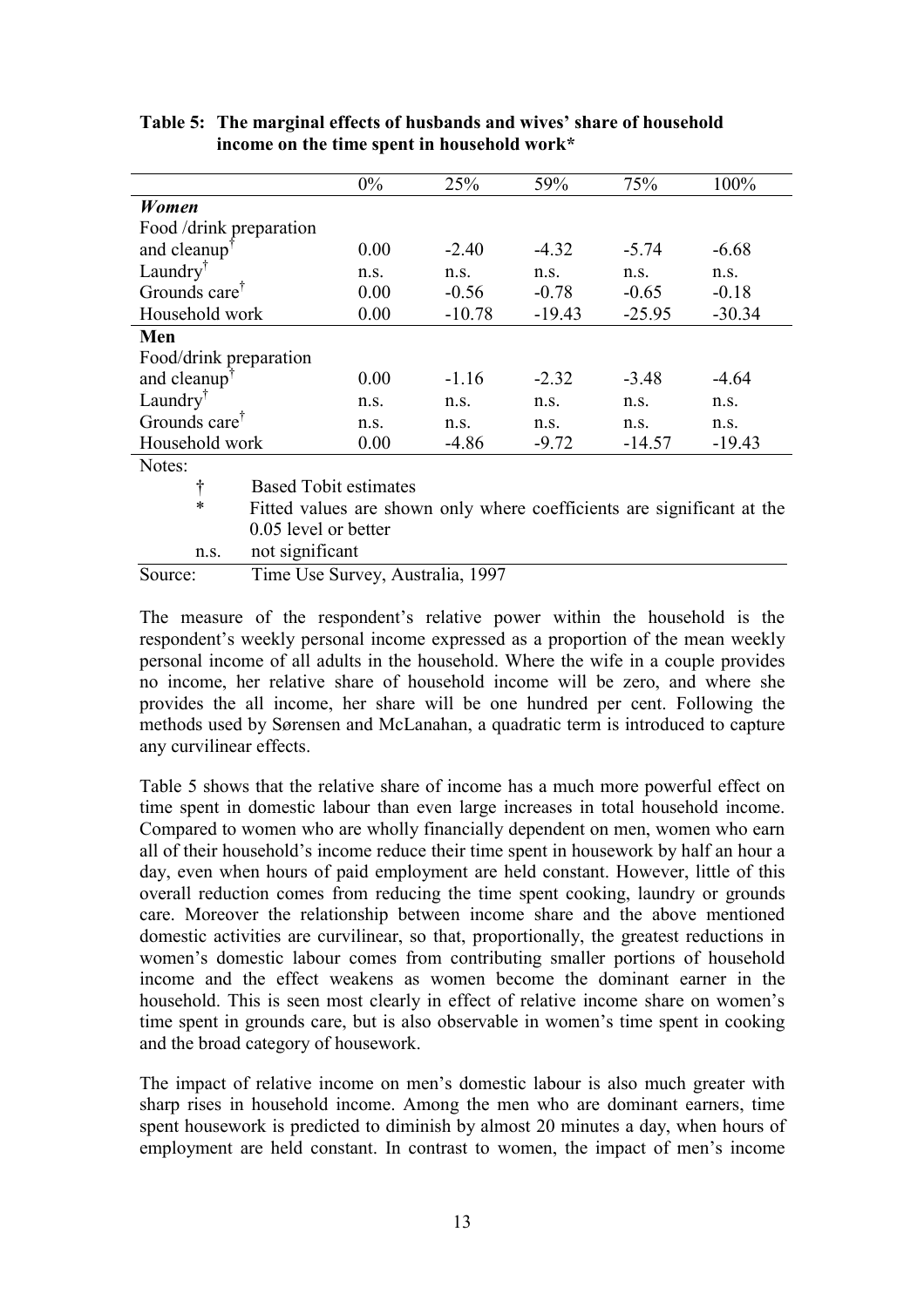**Table 5: The marginal effects of husbands and wives' share of household income on the time spent in household work***

| | 0% | 25% | 59% | 75% | 100% |
|---|---|---|---|---|---|
| ***Women*** | | | | | |
| Food /drink preparation and cleanup† | 0.00 | -2.40 | -4.32 | -5.74 | -6.68 |
| Laundry† | n.s. | n.s. | n.s. | n.s. | n.s. |
| Grounds care† | 0.00 | -0.56 | -0.78 | -0.65 | -0.18 |
| Household work | 0.00 | -10.78 | -19.43 | -25.95 | -30.34 |
| **Men** | | | | | |
| Food/drink preparation and cleanup† | 0.00 | -1.16 | -2.32 | -3.48 | -4.64 |
| Laundry† | n.s. | n.s. | n.s. | n.s. | n.s. |
| Grounds care† | n.s. | n.s. | n.s. | n.s. | n.s. |
| Household work | 0.00 | -4.86 | -9.72 | -14.57 | -19.43 |

Notes:

† Based Tobit estimates

\* Fitted values are shown only where coefficients are significant at the 0.05 level or better

n.s. not significant

Source: Time Use Survey, Australia, 1997

The measure of the respondent's relative power within the household is the respondent's weekly personal income expressed as a proportion of the mean weekly personal income of all adults in the household. Where the wife in a couple provides no income, her relative share of household income will be zero, and where she provides the all income, her share will be one hundred per cent. Following the methods used by Sørensen and McLanahan, a quadratic term is introduced to capture any curvilinear effects.

Table 5 shows that the relative share of income has a much more powerful effect on time spent in domestic labour than even large increases in total household income. Compared to women who are wholly financially dependent on men, women who earn all of their household's income reduce their time spent in housework by half an hour a day, even when hours of paid employment are held constant. However, little of this overall reduction comes from reducing the time spent cooking, laundry or grounds care. Moreover the relationship between income share and the above mentioned domestic activities are curvilinear, so that, proportionally, the greatest reductions in women's domestic labour comes from contributing smaller portions of household income and the effect weakens as women become the dominant earner in the household. This is seen most clearly in effect of relative income share on women's time spent in grounds care, but is also observable in women's time spent in cooking and the broad category of housework.

The impact of relative income on men's domestic labour is also much greater with sharp rises in household income. Among the men who are dominant earners, time spent housework is predicted to diminish by almost 20 minutes a day, when hours of employment are held constant. In contrast to women, the impact of men's income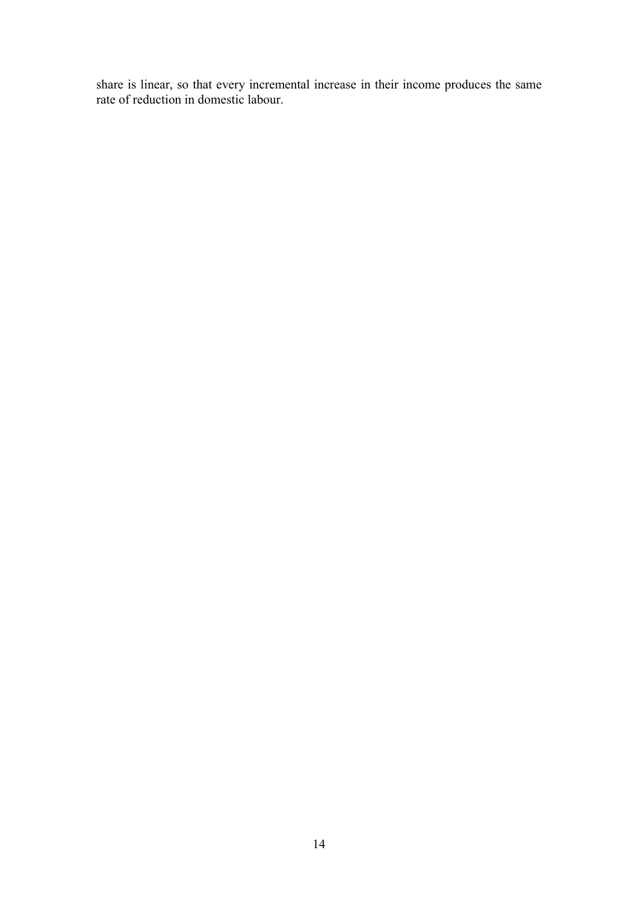share is linear, so that every incremental increase in their income produces the same rate of reduction in domestic labour.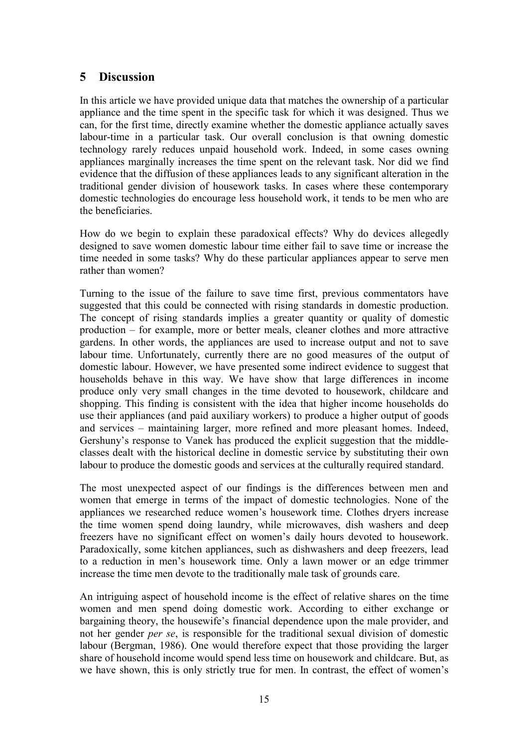## 5 Discussion

In this article we have provided unique data that matches the ownership of a particular appliance and the time spent in the specific task for which it was designed. Thus we can, for the first time, directly examine whether the domestic appliance actually saves labour-time in a particular task. Our overall conclusion is that owning domestic technology rarely reduces unpaid household work. Indeed, in some cases owning appliances marginally increases the time spent on the relevant task. Nor did we find evidence that the diffusion of these appliances leads to any significant alteration in the traditional gender division of housework tasks. In cases where these contemporary domestic technologies do encourage less household work, it tends to be men who are the beneficiaries.

How do we begin to explain these paradoxical effects? Why do devices allegedly designed to save women domestic labour time either fail to save time or increase the time needed in some tasks? Why do these particular appliances appear to serve men rather than women?

Turning to the issue of the failure to save time first, previous commentators have suggested that this could be connected with rising standards in domestic production. The concept of rising standards implies a greater quantity or quality of domestic production – for example, more or better meals, cleaner clothes and more attractive gardens. In other words, the appliances are used to increase output and not to save labour time. Unfortunately, currently there are no good measures of the output of domestic labour. However, we have presented some indirect evidence to suggest that households behave in this way. We have show that large differences in income produce only very small changes in the time devoted to housework, childcare and shopping. This finding is consistent with the idea that higher income households do use their appliances (and paid auxiliary workers) to produce a higher output of goods and services – maintaining larger, more refined and more pleasant homes. Indeed, Gershuny's response to Vanek has produced the explicit suggestion that the middle-classes dealt with the historical decline in domestic service by substituting their own labour to produce the domestic goods and services at the culturally required standard.

The most unexpected aspect of our findings is the differences between men and women that emerge in terms of the impact of domestic technologies. None of the appliances we researched reduce women's housework time. Clothes dryers increase the time women spend doing laundry, while microwaves, dish washers and deep freezers have no significant effect on women's daily hours devoted to housework. Paradoxically, some kitchen appliances, such as dishwashers and deep freezers, lead to a reduction in men's housework time. Only a lawn mower or an edge trimmer increase the time men devote to the traditionally male task of grounds care.

An intriguing aspect of household income is the effect of relative shares on the time women and men spend doing domestic work. According to either exchange or bargaining theory, the housewife's financial dependence upon the male provider, and not her gender *per se*, is responsible for the traditional sexual division of domestic labour (Bergman, 1986). One would therefore expect that those providing the larger share of household income would spend less time on housework and childcare. But, as we have shown, this is only strictly true for men. In contrast, the effect of women's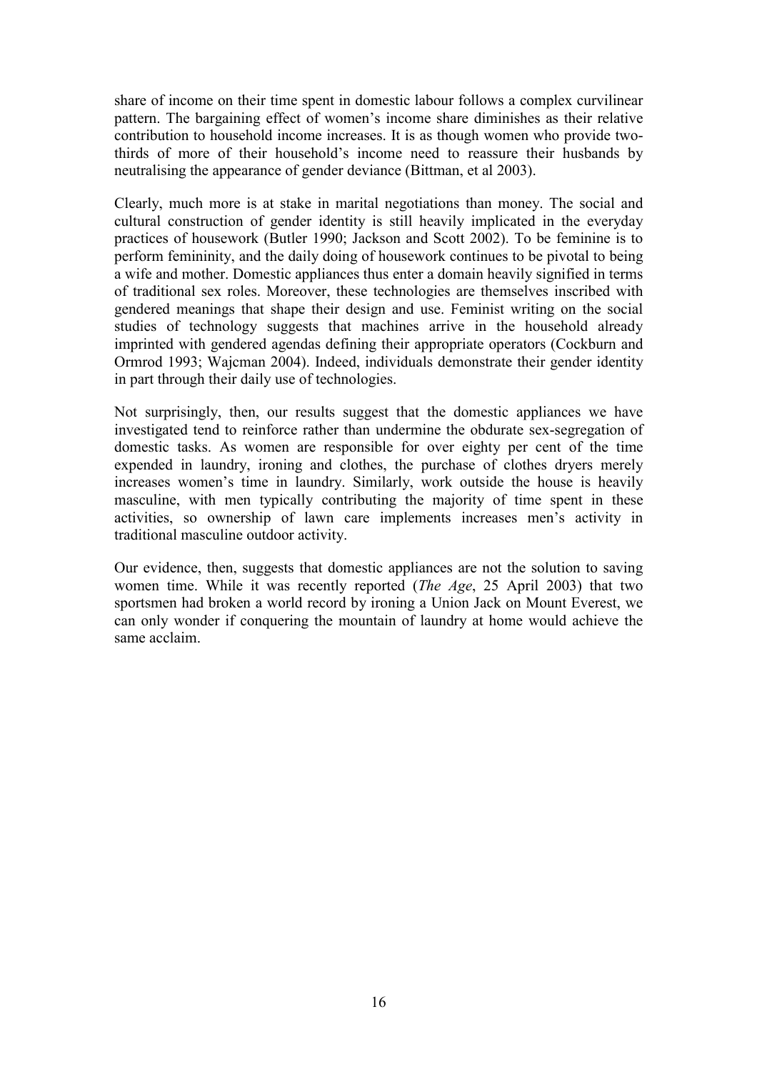share of income on their time spent in domestic labour follows a complex curvilinear pattern. The bargaining effect of women's income share diminishes as their relative contribution to household income increases. It is as though women who provide two-thirds of more of their household's income need to reassure their husbands by neutralising the appearance of gender deviance (Bittman, et al 2003).

Clearly, much more is at stake in marital negotiations than money. The social and cultural construction of gender identity is still heavily implicated in the everyday practices of housework (Butler 1990; Jackson and Scott 2002). To be feminine is to perform femininity, and the daily doing of housework continues to be pivotal to being a wife and mother. Domestic appliances thus enter a domain heavily signified in terms of traditional sex roles. Moreover, these technologies are themselves inscribed with gendered meanings that shape their design and use. Feminist writing on the social studies of technology suggests that machines arrive in the household already imprinted with gendered agendas defining their appropriate operators (Cockburn and Ormrod 1993; Wajcman 2004). Indeed, individuals demonstrate their gender identity in part through their daily use of technologies.

Not surprisingly, then, our results suggest that the domestic appliances we have investigated tend to reinforce rather than undermine the obdurate sex-segregation of domestic tasks. As women are responsible for over eighty per cent of the time expended in laundry, ironing and clothes, the purchase of clothes dryers merely increases women's time in laundry. Similarly, work outside the house is heavily masculine, with men typically contributing the majority of time spent in these activities, so ownership of lawn care implements increases men's activity in traditional masculine outdoor activity.

Our evidence, then, suggests that domestic appliances are not the solution to saving women time. While it was recently reported (*The Age*, 25 April 2003) that two sportsmen had broken a world record by ironing a Union Jack on Mount Everest, we can only wonder if conquering the mountain of laundry at home would achieve the same acclaim.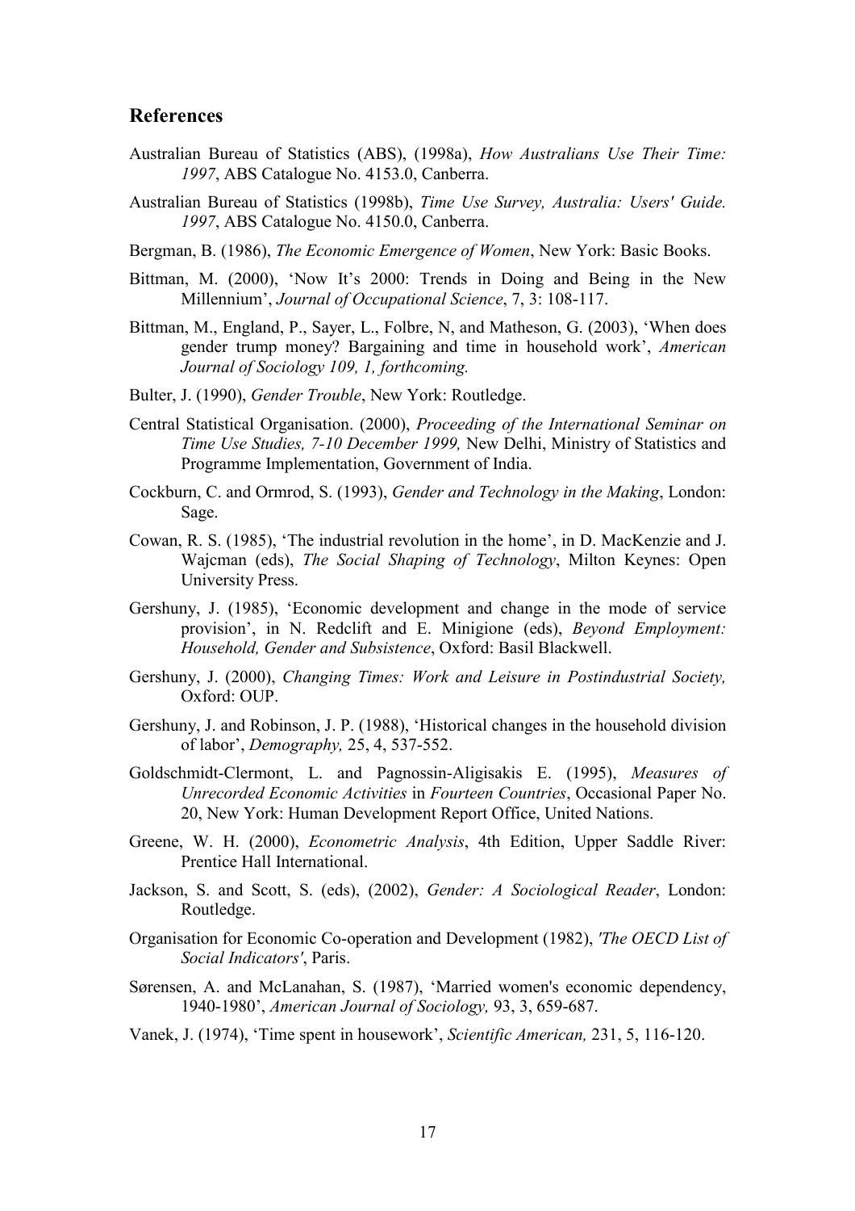## References

Australian Bureau of Statistics (ABS), (1998a), *How Australians Use Their Time: 1997*, ABS Catalogue No. 4153.0, Canberra.

Australian Bureau of Statistics (1998b), *Time Use Survey, Australia: Users' Guide. 1997*, ABS Catalogue No. 4150.0, Canberra.

Bergman, B. (1986), *The Economic Emergence of Women*, New York: Basic Books.

Bittman, M. (2000), 'Now It's 2000: Trends in Doing and Being in the New Millennium', *Journal of Occupational Science*, 7, 3: 108-117.

Bittman, M., England, P., Sayer, L., Folbre, N, and Matheson, G. (2003), 'When does gender trump money? Bargaining and time in household work', *American Journal of Sociology 109, 1, forthcoming.*

Bulter, J. (1990), *Gender Trouble*, New York: Routledge.

Central Statistical Organisation. (2000), *Proceeding of the International Seminar on Time Use Studies, 7-10 December 1999,* New Delhi, Ministry of Statistics and Programme Implementation, Government of India.

Cockburn, C. and Ormrod, S. (1993), *Gender and Technology in the Making*, London: Sage.

Cowan, R. S. (1985), 'The industrial revolution in the home', in D. MacKenzie and J. Wajcman (eds), *The Social Shaping of Technology*, Milton Keynes: Open University Press.

Gershuny, J. (1985), 'Economic development and change in the mode of service provision', in N. Redclift and E. Minigione (eds), *Beyond Employment: Household, Gender and Subsistence*, Oxford: Basil Blackwell.

Gershuny, J. (2000), *Changing Times: Work and Leisure in Postindustrial Society,* Oxford: OUP.

Gershuny, J. and Robinson, J. P. (1988), 'Historical changes in the household division of labor', *Demography,* 25, 4, 537-552.

Goldschmidt-Clermont, L. and Pagnossin-Aligisakis E. (1995), *Measures of Unrecorded Economic Activities* in *Fourteen Countries*, Occasional Paper No. 20, New York: Human Development Report Office, United Nations.

Greene, W. H. (2000), *Econometric Analysis*, 4th Edition, Upper Saddle River: Prentice Hall International.

Jackson, S. and Scott, S. (eds), (2002), *Gender: A Sociological Reader*, London: Routledge.

Organisation for Economic Co-operation and Development (1982), *'The OECD List of Social Indicators'*, Paris.

Sørensen, A. and McLanahan, S. (1987), 'Married women's economic dependency, 1940-1980', *American Journal of Sociology,* 93, 3, 659-687.

Vanek, J. (1974), 'Time spent in housework', *Scientific American,* 231, 5, 116-120.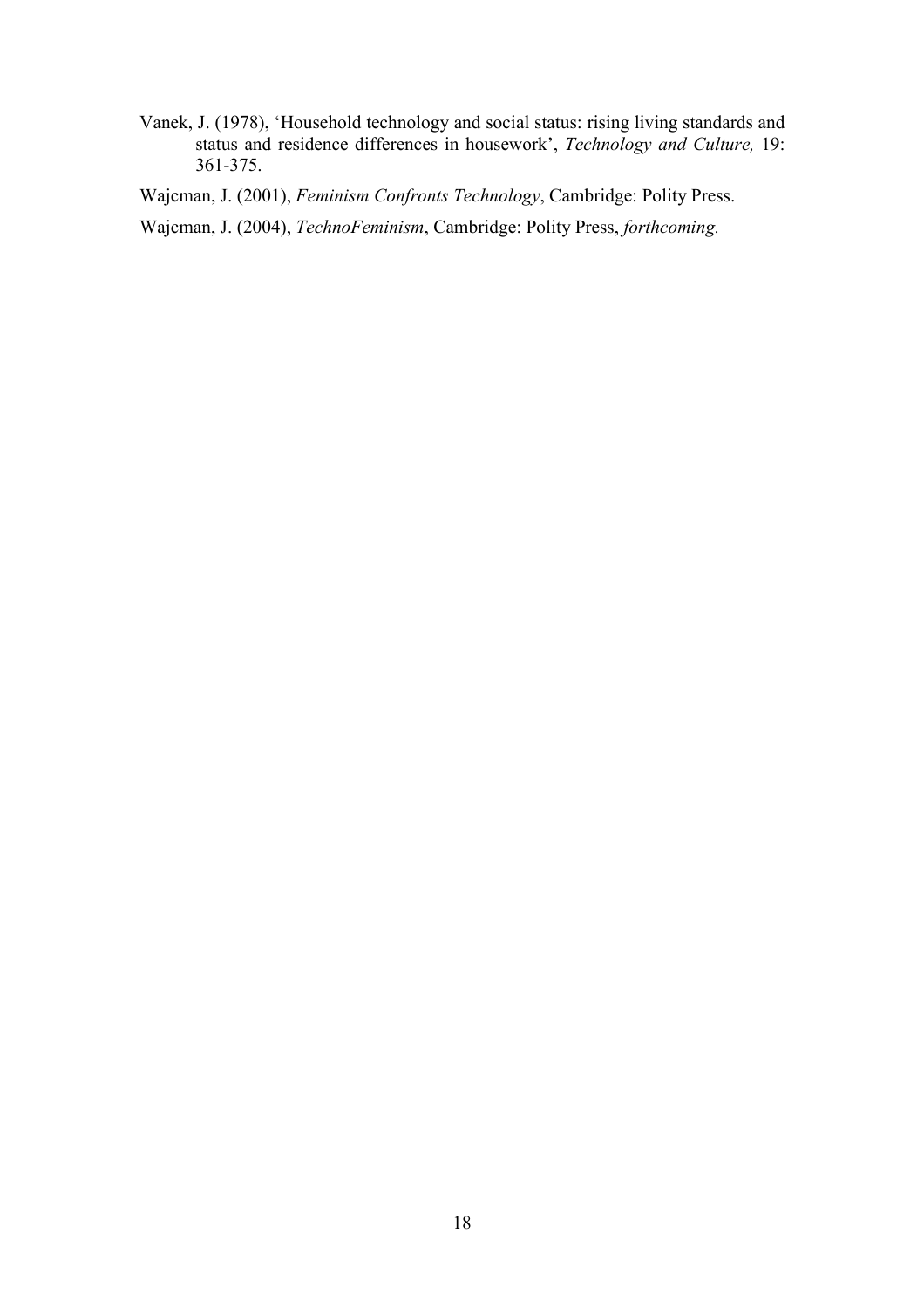Vanek, J. (1978), 'Household technology and social status: rising living standards and status and residence differences in housework', *Technology and Culture,* 19: 361-375.

Wajcman, J. (2001), *Feminism Confronts Technology*, Cambridge: Polity Press.

Wajcman, J. (2004), *TechnoFeminism*, Cambridge: Polity Press, *forthcoming.*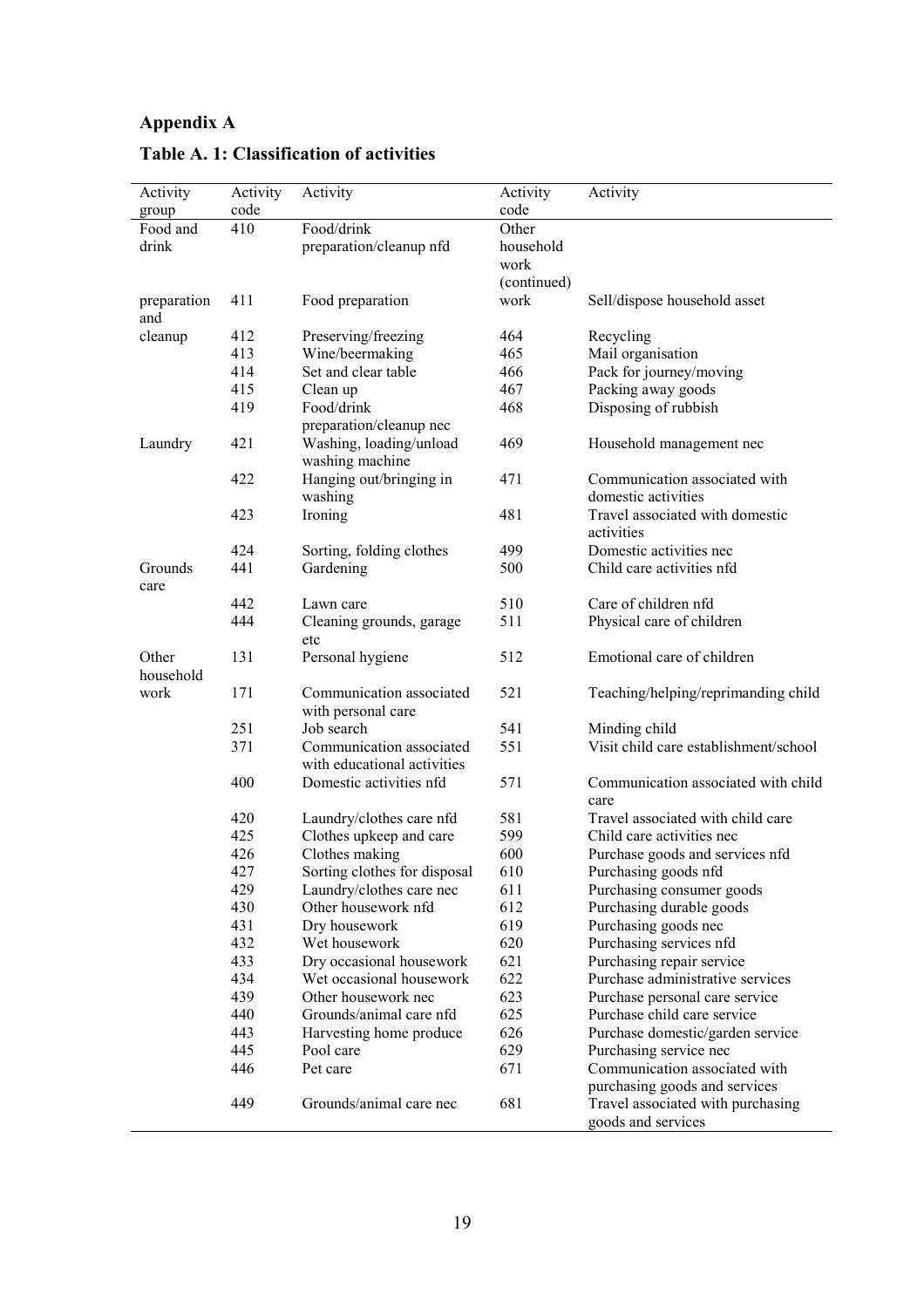# Appendix A

## Table A. 1: Classification of activities

| Activity group | Activity code | Activity | Activity code | Activity |
|---|---|---|---|---|
| Food and drink preparation and cleanup | 410 | Food/drink preparation/cleanup nfd | Other household work (continued) | |
| | 411 | Food preparation | work | Sell/dispose household asset |
| | 412 | Preserving/freezing | 464 | Recycling |
| | 413 | Wine/beermaking | 465 | Mail organisation |
| | 414 | Set and clear table | 466 | Pack for journey/moving |
| | 415 | Clean up | 467 | Packing away goods |
| | 419 | Food/drink preparation/cleanup nec | 468 | Disposing of rubbish |
| Laundry | 421 | Washing, loading/unload washing machine | 469 | Household management nec |
| | 422 | Hanging out/bringing in washing | 471 | Communication associated with domestic activities |
| | 423 | Ironing | 481 | Travel associated with domestic activities |
| | 424 | Sorting, folding clothes | 499 | Domestic activities nec |
| Grounds care | 441 | Gardening | 500 | Child care activities nfd |
| | 442 | Lawn care | 510 | Care of children nfd |
| | 444 | Cleaning grounds, garage etc | 511 | Physical care of children |
| Other household work | 131 | Personal hygiene | 512 | Emotional care of children |
| | 171 | Communication associated with personal care | 521 | Teaching/helping/reprimanding child |
| | 251 | Job search | 541 | Minding child |
| | 371 | Communication associated with educational activities | 551 | Visit child care establishment/school |
| | 400 | Domestic activities nfd | 571 | Communication associated with child care |
| | 420 | Laundry/clothes care nfd | 581 | Travel associated with child care |
| | 425 | Clothes upkeep and care | 599 | Child care activities nec |
| | 426 | Clothes making | 600 | Purchase goods and services nfd |
| | 427 | Sorting clothes for disposal | 610 | Purchasing goods nfd |
| | 429 | Laundry/clothes care nec | 611 | Purchasing consumer goods |
| | 430 | Other housework nfd | 612 | Purchasing durable goods |
| | 431 | Dry housework | 619 | Purchasing goods nec |
| | 432 | Wet housework | 620 | Purchasing services nfd |
| | 433 | Dry occasional housework | 621 | Purchasing repair service |
| | 434 | Wet occasional housework | 622 | Purchase administrative services |
| | 439 | Other housework nec | 623 | Purchase personal care service |
| | 440 | Grounds/animal care nfd | 625 | Purchase child care service |
| | 443 | Harvesting home produce | 626 | Purchase domestic/garden service |
| | 445 | Pool care | 629 | Purchasing service nec |
| | 446 | Pet care | 671 | Communication associated with purchasing goods and services |
| | 449 | Grounds/animal care nec | 681 | Travel associated with purchasing goods and services |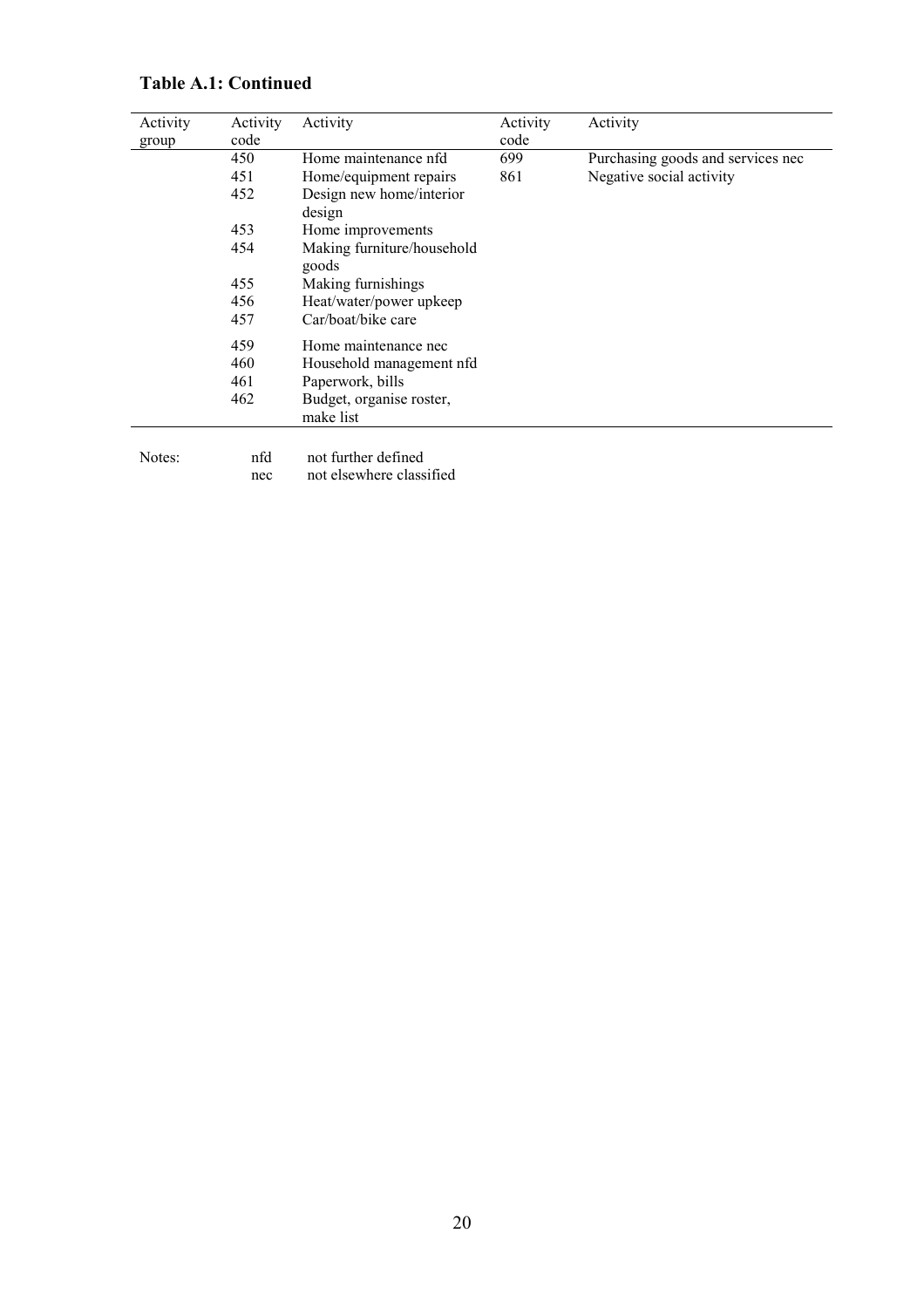**Table A.1: Continued**

| Activity group | Activity code | Activity | Activity code | Activity |
|---|---|---|---|---|
| | 450 | Home maintenance nfd | 699 | Purchasing goods and services nec |
| | 451 | Home/equipment repairs | 861 | Negative social activity |
| | 452 | Design new home/interior design | | |
| | 453 | Home improvements | | |
| | 454 | Making furniture/household goods | | |
| | 455 | Making furnishings | | |
| | 456 | Heat/water/power upkeep | | |
| | 457 | Car/boat/bike care | | |
| | 459 | Home maintenance nec | | |
| | 460 | Household management nfd | | |
| | 461 | Paperwork, bills | | |
| | 462 | Budget, organise roster, make list | | |

Notes: nfd not further defined
nec not elsewhere classified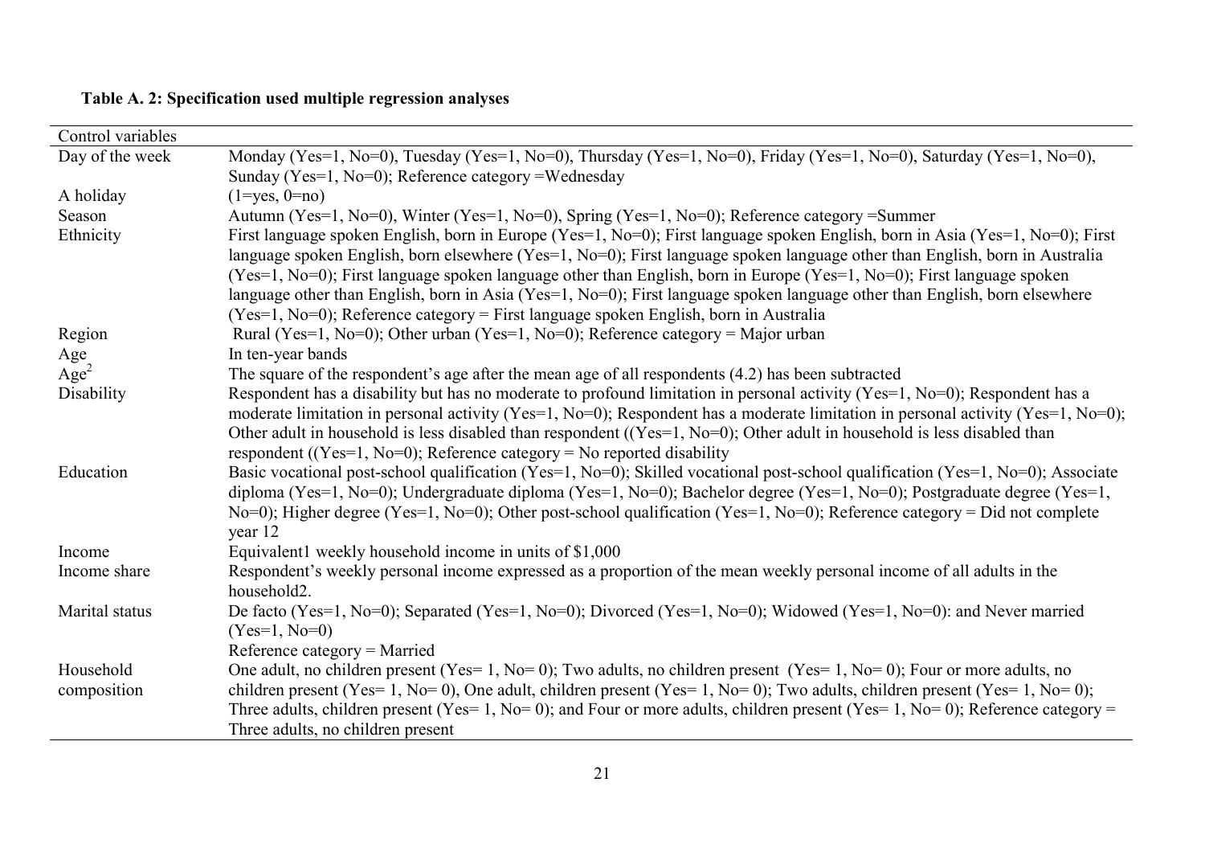**Table A. 2: Specification used multiple regression analyses**

| Control variables | |
|---|---|
| Day of the week | Monday (Yes=1, No=0), Tuesday (Yes=1, No=0), Thursday (Yes=1, No=0), Friday (Yes=1, No=0), Saturday (Yes=1, No=0), Sunday (Yes=1, No=0); Reference category =Wednesday |
| A holiday | (1=yes, 0=no) |
| Season | Autumn (Yes=1, No=0), Winter (Yes=1, No=0), Spring (Yes=1, No=0); Reference category =Summer |
| Ethnicity | First language spoken English, born in Europe (Yes=1, No=0); First language spoken English, born in Asia (Yes=1, No=0); First language spoken English, born elsewhere (Yes=1, No=0); First language spoken language other than English, born in Australia (Yes=1, No=0); First language spoken language other than English, born in Europe (Yes=1, No=0); First language spoken language other than English, born in Asia (Yes=1, No=0); First language spoken language other than English, born elsewhere (Yes=1, No=0); Reference category = First language spoken English, born in Australia |
| Region | Rural (Yes=1, No=0); Other urban (Yes=1, No=0); Reference category = Major urban |
| Age | In ten-year bands |
| $Age^2$ | The square of the respondent's age after the mean age of all respondents (4.2) has been subtracted |
| Disability | Respondent has a disability but has no moderate to profound limitation in personal activity (Yes=1, No=0); Respondent has a moderate limitation in personal activity (Yes=1, No=0); Respondent has a moderate limitation in personal activity (Yes=1, No=0); Other adult in household is less disabled than respondent ((Yes=1, No=0); Other adult in household is less disabled than respondent ((Yes=1, No=0); Reference category = No reported disability |
| Education | Basic vocational post-school qualification (Yes=1, No=0); Skilled vocational post-school qualification (Yes=1, No=0); Associate diploma (Yes=1, No=0); Undergraduate diploma (Yes=1, No=0); Bachelor degree (Yes=1, No=0); Postgraduate degree (Yes=1, No=0); Higher degree (Yes=1, No=0); Other post-school qualification (Yes=1, No=0); Reference category = Did not complete year 12 |
| Income | Equivalent1 weekly household income in units of $1,000 |
| Income share | Respondent's weekly personal income expressed as a proportion of the mean weekly personal income of all adults in the household2. |
| Marital status | De facto (Yes=1, No=0); Separated (Yes=1, No=0); Divorced (Yes=1, No=0); Widowed (Yes=1, No=0): and Never married (Yes=1, No=0)<br>Reference category = Married |
| Household composition | One adult, no children present (Yes= 1, No= 0); Two adults, no children present (Yes= 1, No= 0); Four or more adults, no children present (Yes= 1, No= 0), One adult, children present (Yes= 1, No= 0); Two adults, children present (Yes= 1, No= 0); Three adults, children present (Yes= 1, No= 0); and Four or more adults, children present (Yes= 1, No= 0); Reference category = Three adults, no children present |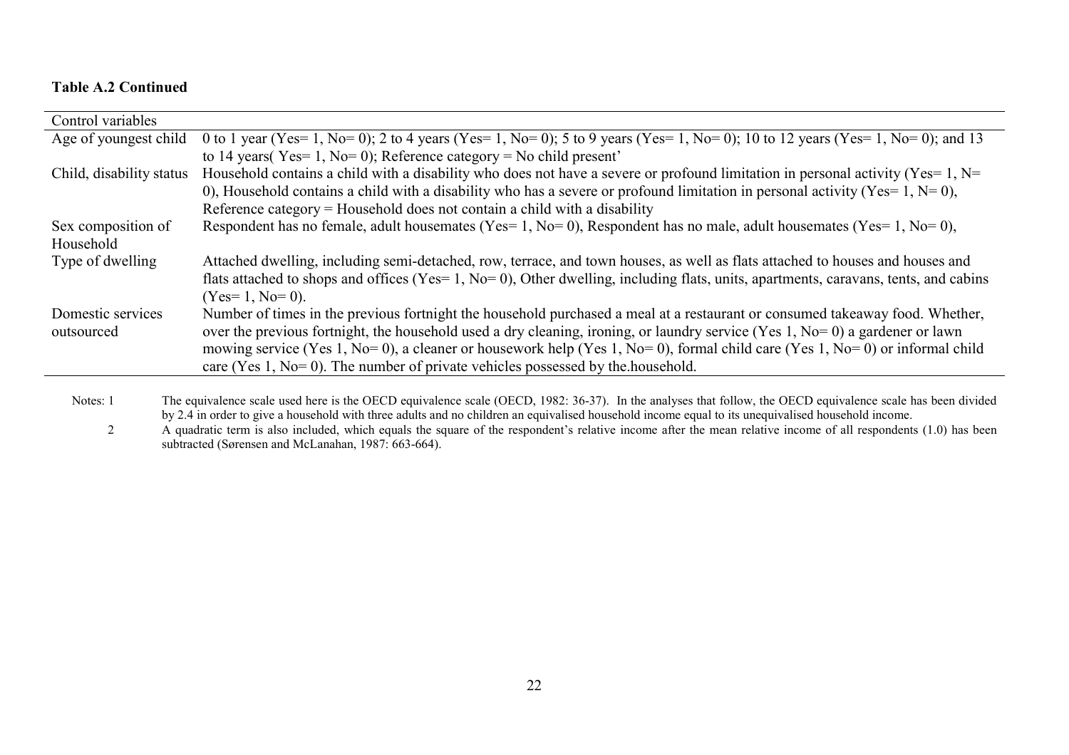**Table A.2 Continued**

| Control variables | |
|---|---|
| Age of youngest child | 0 to 1 year (Yes= 1, No= 0); 2 to 4 years (Yes= 1, No= 0); 5 to 9 years (Yes= 1, No= 0); 10 to 12 years (Yes= 1, No= 0); and 13 to 14 years( Yes= 1, No= 0); Reference category = No child present' |
| Child, disability status | Household contains a child with a disability who does not have a severe or profound limitation in personal activity (Yes= 1, N= 0), Household contains a child with a disability who has a severe or profound limitation in personal activity (Yes= 1, N= 0), Reference category = Household does not contain a child with a disability |
| Sex composition of Household | Respondent has no female, adult housemates (Yes= 1, No= 0), Respondent has no male, adult housemates (Yes= 1, No= 0), |
| Type of dwelling | Attached dwelling, including semi-detached, row, terrace, and town houses, as well as flats attached to houses and houses and flats attached to shops and offices (Yes= 1, No= 0), Other dwelling, including flats, units, apartments, caravans, tents, and cabins (Yes= 1, No= 0). |
| Domestic services outsourced | Number of times in the previous fortnight the household purchased a meal at a restaurant or consumed takeaway food. Whether, over the previous fortnight, the household used a dry cleaning, ironing, or laundry service (Yes 1, No= 0) a gardener or lawn mowing service (Yes 1, No= 0), a cleaner or housework help (Yes 1, No= 0), formal child care (Yes 1, No= 0) or informal child care (Yes 1, No= 0). The number of private vehicles possessed by the.household. |

Notes: 1 The equivalence scale used here is the OECD equivalence scale (OECD, 1982: 36-37). In the analyses that follow, the OECD equivalence scale has been divided by 2.4 in order to give a household with three adults and no children an equivalised household income equal to its unequivalised household income.

2 A quadratic term is also included, which equals the square of the respondent's relative income after the mean relative income of all respondents (1.0) has been subtracted (Sørensen and McLanahan, 1987: 663-664).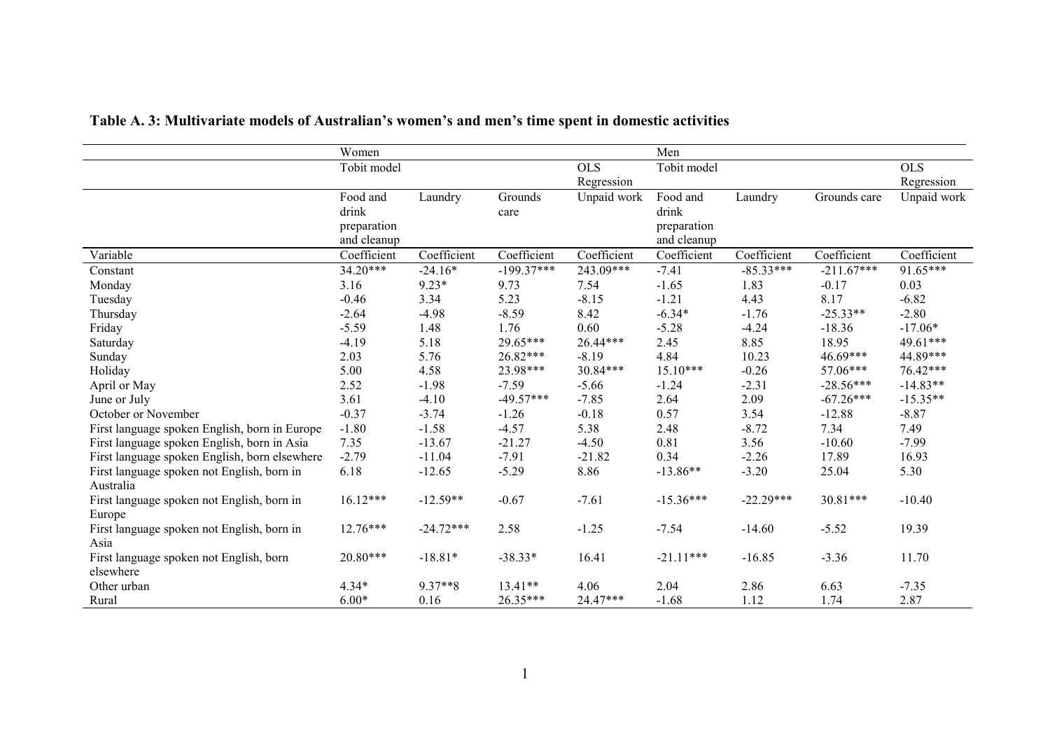**Table A. 3: Multivariate models of Australian's women's and men's time spent in domestic activities**

| | Women | | | | Men | | | |
|---|---|---|---|---|---|---|---|---|
| | Tobit model | | | OLS Regression | Tobit model | | | OLS Regression |
| | Food and drink preparation and cleanup | Laundry | Grounds care | Unpaid work | Food and drink preparation and cleanup | Laundry | Grounds care | Unpaid work |
| Variable | Coefficient | Coefficient | Coefficient | Coefficient | Coefficient | Coefficient | Coefficient | Coefficient |
| Constant | 34.20*** | -24.16* | -199.37*** | 243.09*** | -7.41 | -85.33*** | -211.67*** | 91.65*** |
| Monday | 3.16 | 9.23* | 9.73 | 7.54 | -1.65 | 1.83 | -0.17 | 0.03 |
| Tuesday | -0.46 | 3.34 | 5.23 | -8.15 | -1.21 | 4.43 | 8.17 | -6.82 |
| Thursday | -2.64 | -4.98 | -8.59 | 8.42 | -6.34* | -1.76 | -25.33** | -2.80 |
| Friday | -5.59 | 1.48 | 1.76 | 0.60 | -5.28 | -4.24 | -18.36 | -17.06* |
| Saturday | -4.19 | 5.18 | 29.65*** | 26.44*** | 2.45 | 8.85 | 18.95 | 49.61*** |
| Sunday | 2.03 | 5.76 | 26.82*** | -8.19 | 4.84 | 10.23 | 46.69*** | 44.89*** |
| Holiday | 5.00 | 4.58 | 23.98*** | 30.84*** | 15.10*** | -0.26 | 57.06*** | 76.42*** |
| April or May | 2.52 | -1.98 | -7.59 | -5.66 | -1.24 | -2.31 | -28.56*** | -14.83** |
| June or July | 3.61 | -4.10 | -49.57*** | -7.85 | 2.64 | 2.09 | -67.26*** | -15.35** |
| October or November | -0.37 | -3.74 | -1.26 | -0.18 | 0.57 | 3.54 | -12.88 | -8.87 |
| First language spoken English, born in Europe | -1.80 | -1.58 | -4.57 | 5.38 | 2.48 | -8.72 | 7.34 | 7.49 |
| First language spoken English, born in Asia | 7.35 | -13.67 | -21.27 | -4.50 | 0.81 | 3.56 | -10.60 | -7.99 |
| First language spoken English, born elsewhere | -2.79 | -11.04 | -7.91 | -21.82 | 0.34 | -2.26 | 17.89 | 16.93 |
| First language spoken not English, born in Australia | 6.18 | -12.65 | -5.29 | 8.86 | -13.86** | -3.20 | 25.04 | 5.30 |
| First language spoken not English, born in Europe | 16.12*** | -12.59** | -0.67 | -7.61 | -15.36*** | -22.29*** | 30.81*** | -10.40 |
| First language spoken not English, born in Asia | 12.76*** | -24.72*** | 2.58 | -1.25 | -7.54 | -14.60 | -5.52 | 19.39 |
| First language spoken not English, born elsewhere | 20.80*** | -18.81* | -38.33* | 16.41 | -21.11*** | -16.85 | -3.36 | 11.70 |
| Other urban | 4.34* | 9.37**8 | 13.41** | 4.06 | 2.04 | 2.86 | 6.63 | -7.35 |
| Rural | 6.00* | 0.16 | 26.35*** | 24.47*** | -1.68 | 1.12 | 1.74 | 2.87 |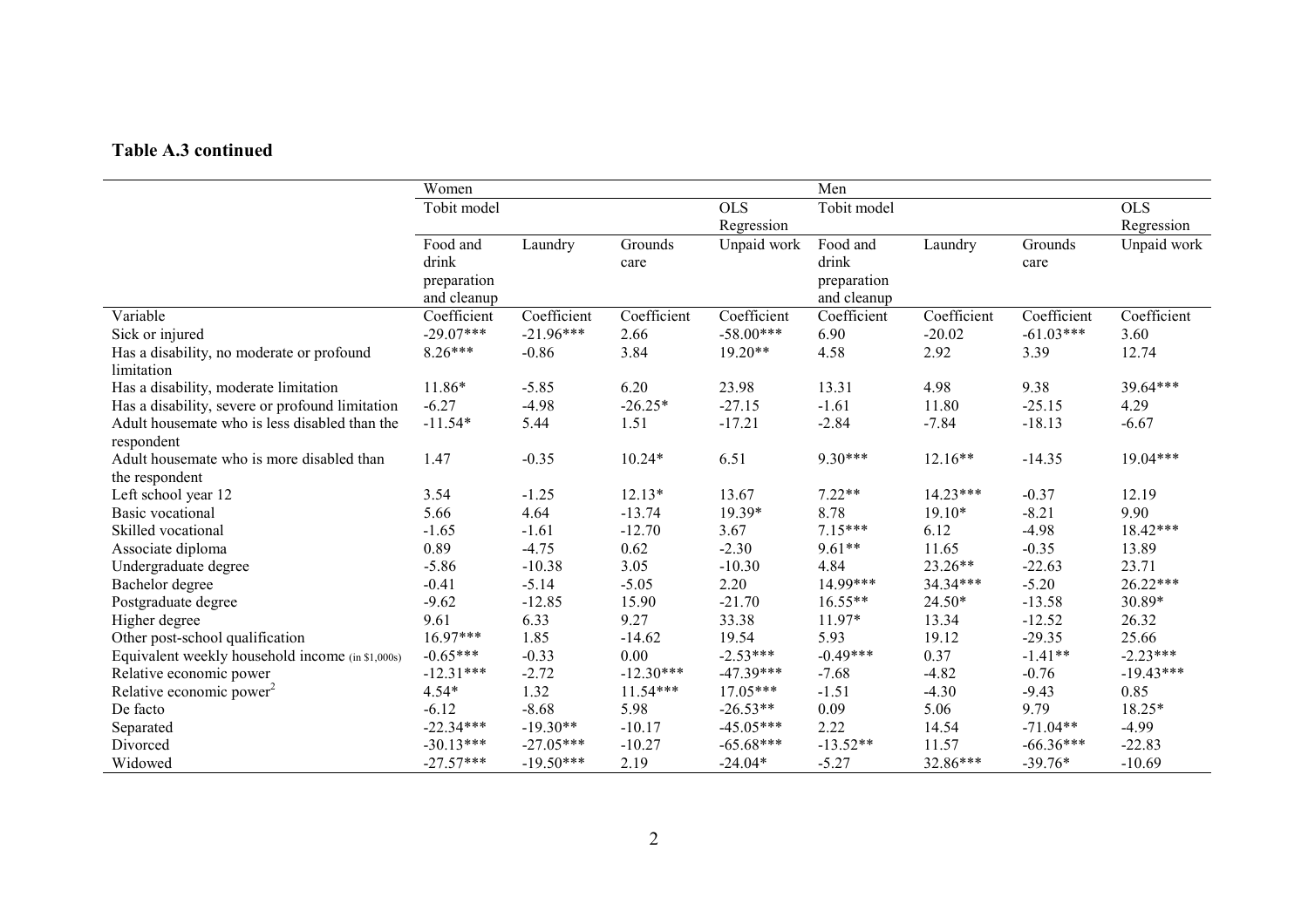**Table A.3 continued**

| | Women | | | | Men | | | |
|---|---|---|---|---|---|---|---|---|
| | Tobit model | | | OLS Regression | Tobit model | | | OLS Regression |
| | Food and drink preparation and cleanup | Laundry | Grounds care | Unpaid work | Food and drink preparation and cleanup | Laundry | Grounds care | Unpaid work |
| Variable | Coefficient | Coefficient | Coefficient | Coefficient | Coefficient | Coefficient | Coefficient | Coefficient |
| Sick or injured | -29.07*** | -21.96*** | 2.66 | -58.00*** | 6.90 | -20.02 | -61.03*** | 3.60 |
| Has a disability, no moderate or profound limitation | 8.26*** | -0.86 | 3.84 | 19.20** | 4.58 | 2.92 | 3.39 | 12.74 |
| Has a disability, moderate limitation | 11.86* | -5.85 | 6.20 | 23.98 | 13.31 | 4.98 | 9.38 | 39.64*** |
| Has a disability, severe or profound limitation | -6.27 | -4.98 | -26.25* | -27.15 | -1.61 | 11.80 | -25.15 | 4.29 |
| Adult housemate who is less disabled than the respondent | -11.54* | 5.44 | 1.51 | -17.21 | -2.84 | -7.84 | -18.13 | -6.67 |
| Adult housemate who is more disabled than the respondent | 1.47 | -0.35 | 10.24* | 6.51 | 9.30*** | 12.16** | -14.35 | 19.04*** |
| Left school year 12 | 3.54 | -1.25 | 12.13* | 13.67 | 7.22** | 14.23*** | -0.37 | 12.19 |
| Basic vocational | 5.66 | 4.64 | -13.74 | 19.39* | 8.78 | 19.10* | -8.21 | 9.90 |
| Skilled vocational | -1.65 | -1.61 | -12.70 | 3.67 | 7.15*** | 6.12 | -4.98 | 18.42*** |
| Associate diploma | 0.89 | -4.75 | 0.62 | -2.30 | 9.61** | 11.65 | -0.35 | 13.89 |
| Undergraduate degree | -5.86 | -10.38 | 3.05 | -10.30 | 4.84 | 23.26** | -22.63 | 23.71 |
| Bachelor degree | -0.41 | -5.14 | -5.05 | 2.20 | 14.99*** | 34.34*** | -5.20 | 26.22*** |
| Postgraduate degree | -9.62 | -12.85 | 15.90 | -21.70 | 16.55** | 24.50* | -13.58 | 30.89* |
| Higher degree | 9.61 | 6.33 | 9.27 | 33.38 | 11.97* | 13.34 | -12.52 | 26.32 |
| Other post-school qualification | 16.97*** | 1.85 | -14.62 | 19.54 | 5.93 | 19.12 | -29.35 | 25.66 |
| Equivalent weekly household income (in $1,000s) | -0.65*** | -0.33 | 0.00 | -2.53*** | -0.49*** | 0.37 | -1.41** | -2.23*** |
| Relative economic power | -12.31*** | -2.72 | -12.30*** | -47.39*** | -7.68 | -4.82 | -0.76 | -19.43*** |
| Relative economic power$^2$ | 4.54* | 1.32 | 11.54*** | 17.05*** | -1.51 | -4.30 | -9.43 | 0.85 |
| De facto | -6.12 | -8.68 | 5.98 | -26.53** | 0.09 | 5.06 | 9.79 | 18.25* |
| Separated | -22.34*** | -19.30** | -10.17 | -45.05*** | 2.22 | 14.54 | -71.04** | -4.99 |
| Divorced | -30.13*** | -27.05*** | -10.27 | -65.68*** | -13.52** | 11.57 | -66.36*** | -22.83 |
| Widowed | -27.57*** | -19.50*** | 2.19 | -24.04* | -5.27 | 32.86*** | -39.76* | -10.69 |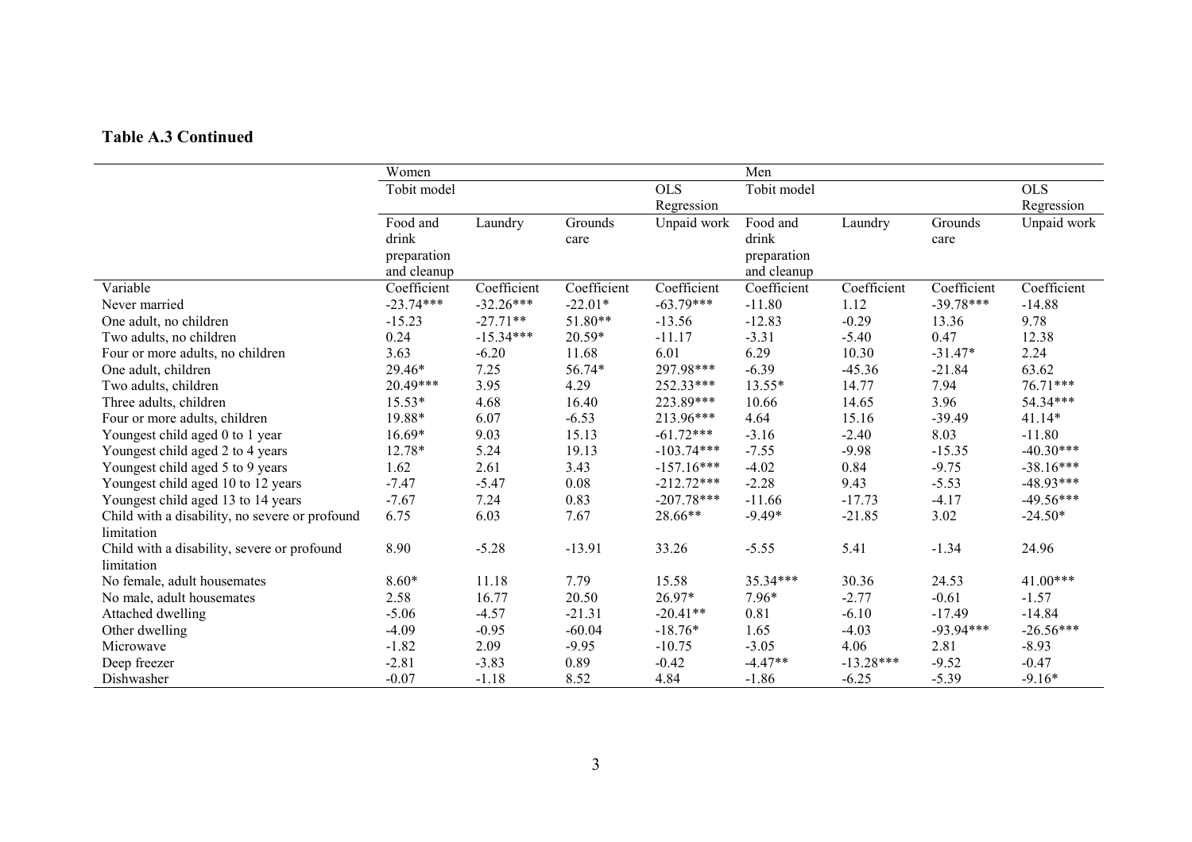**Table A.3 Continued**

| | Women | | | | Men | | | |
|---|---|---|---|---|---|---|---|---|
| | Tobit model | | | OLS Regression | Tobit model | | | OLS Regression |
| | Food and drink preparation and cleanup | Laundry | Grounds care | Unpaid work | Food and drink preparation and cleanup | Laundry | Grounds care | Unpaid work |
| Variable | Coefficient | Coefficient | Coefficient | Coefficient | Coefficient | Coefficient | Coefficient | Coefficient |
| Never married | -23.74*** | -32.26*** | -22.01* | -63.79*** | -11.80 | 1.12 | -39.78*** | -14.88 |
| One adult, no children | -15.23 | -27.71** | 51.80** | -13.56 | -12.83 | -0.29 | 13.36 | 9.78 |
| Two adults, no children | 0.24 | -15.34*** | 20.59* | -11.17 | -3.31 | -5.40 | 0.47 | 12.38 |
| Four or more adults, no children | 3.63 | -6.20 | 11.68 | 6.01 | 6.29 | 10.30 | -31.47* | 2.24 |
| One adult, children | 29.46* | 7.25 | 56.74* | 297.98*** | -6.39 | -45.36 | -21.84 | 63.62 |
| Two adults, children | 20.49*** | 3.95 | 4.29 | 252.33*** | 13.55* | 14.77 | 7.94 | 76.71*** |
| Three adults, children | 15.53* | 4.68 | 16.40 | 223.89*** | 10.66 | 14.65 | 3.96 | 54.34*** |
| Four or more adults, children | 19.88* | 6.07 | -6.53 | 213.96*** | 4.64 | 15.16 | -39.49 | 41.14* |
| Youngest child aged 0 to 1 year | 16.69* | 9.03 | 15.13 | -61.72*** | -3.16 | -2.40 | 8.03 | -11.80 |
| Youngest child aged 2 to 4 years | 12.78* | 5.24 | 19.13 | -103.74*** | -7.55 | -9.98 | -15.35 | -40.30*** |
| Youngest child aged 5 to 9 years | 1.62 | 2.61 | 3.43 | -157.16*** | -4.02 | 0.84 | -9.75 | -38.16*** |
| Youngest child aged 10 to 12 years | -7.47 | -5.47 | 0.08 | -212.72*** | -2.28 | 9.43 | -5.53 | -48.93*** |
| Youngest child aged 13 to 14 years | -7.67 | 7.24 | 0.83 | -207.78*** | -11.66 | -17.73 | -4.17 | -49.56*** |
| Child with a disability, no severe or profound limitation | 6.75 | 6.03 | 7.67 | 28.66** | -9.49* | -21.85 | 3.02 | -24.50* |
| Child with a disability, severe or profound limitation | 8.90 | -5.28 | -13.91 | 33.26 | -5.55 | 5.41 | -1.34 | 24.96 |
| No female, adult housemates | 8.60* | 11.18 | 7.79 | 15.58 | 35.34*** | 30.36 | 24.53 | 41.00*** |
| No male, adult housemates | 2.58 | 16.77 | 20.50 | 26.97* | 7.96* | -2.77 | -0.61 | -1.57 |
| Attached dwelling | -5.06 | -4.57 | -21.31 | -20.41** | 0.81 | -6.10 | -17.49 | -14.84 |
| Other dwelling | -4.09 | -0.95 | -60.04 | -18.76* | 1.65 | -4.03 | -93.94*** | -26.56*** |
| Microwave | -1.82 | 2.09 | -9.95 | -10.75 | -3.05 | 4.06 | 2.81 | -8.93 |
| Deep freezer | -2.81 | -3.83 | 0.89 | -0.42 | -4.47** | -13.28*** | -9.52 | -0.47 |
| Dishwasher | -0.07 | -1.18 | 8.52 | 4.84 | -1.86 | -6.25 | -5.39 | -9.16* |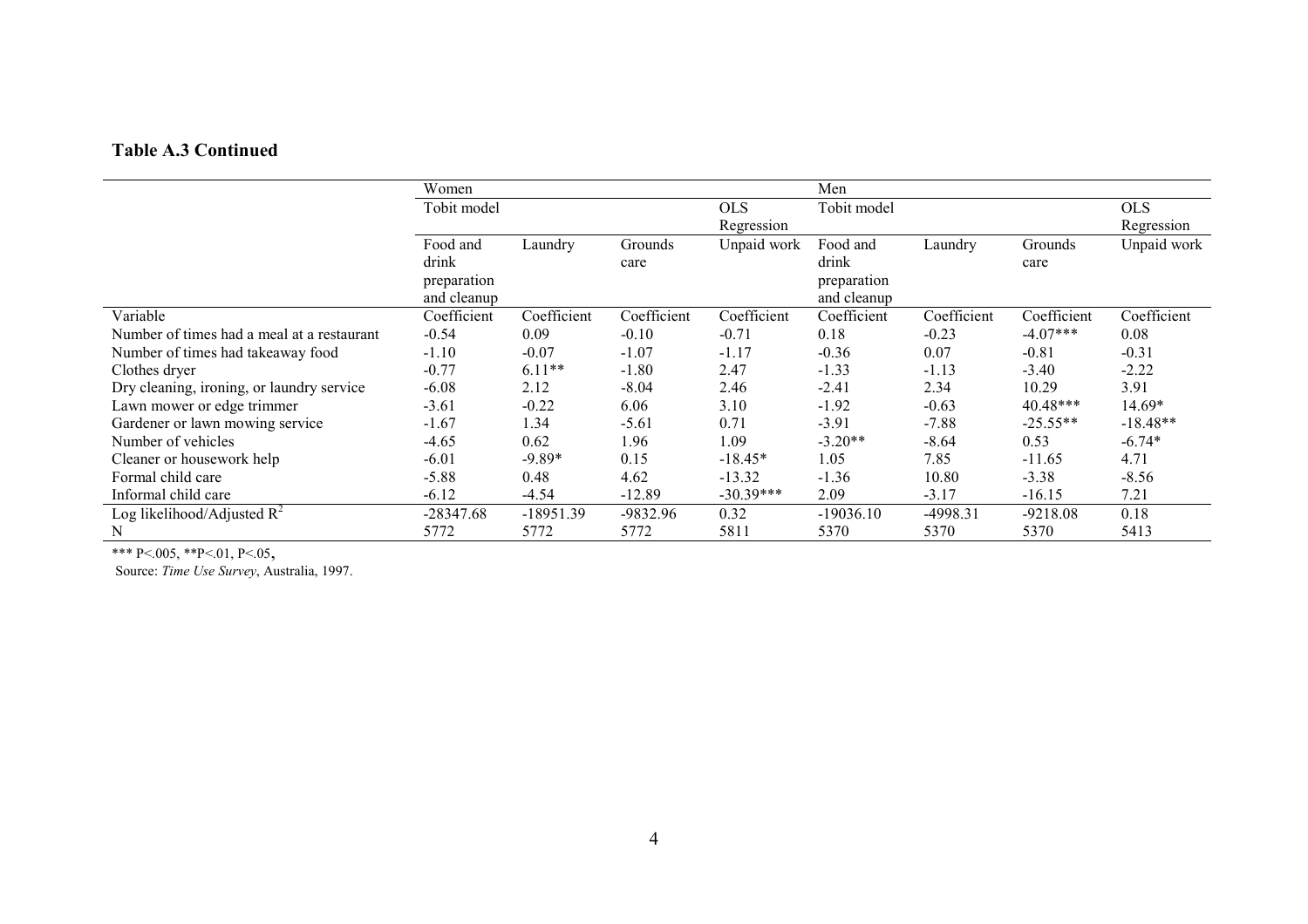**Table A.3 Continued**

| | Women | | | | Men | | | |
|---|---|---|---|---|---|---|---|---|
| | Tobit model | | | OLS Regression | Tobit model | | | OLS Regression |
| | Food and drink preparation and cleanup | Laundry | Grounds care | Unpaid work | Food and drink preparation and cleanup | Laundry | Grounds care | Unpaid work |
| Variable | Coefficient | Coefficient | Coefficient | Coefficient | Coefficient | Coefficient | Coefficient | Coefficient |
| Number of times had a meal at a restaurant | -0.54 | 0.09 | -0.10 | -0.71 | 0.18 | -0.23 | -4.07*** | 0.08 |
| Number of times had takeaway food | -1.10 | -0.07 | -1.07 | -1.17 | -0.36 | 0.07 | -0.81 | -0.31 |
| Clothes dryer | -0.77 | 6.11** | -1.80 | 2.47 | -1.33 | -1.13 | -3.40 | -2.22 |
| Dry cleaning, ironing, or laundry service | -6.08 | 2.12 | -8.04 | 2.46 | -2.41 | 2.34 | 10.29 | 3.91 |
| Lawn mower or edge trimmer | -3.61 | -0.22 | 6.06 | 3.10 | -1.92 | -0.63 | 40.48*** | 14.69* |
| Gardener or lawn mowing service | -1.67 | 1.34 | -5.61 | 0.71 | -3.91 | -7.88 | -25.55** | -18.48** |
| Number of vehicles | -4.65 | 0.62 | 1.96 | 1.09 | -3.20** | -8.64 | 0.53 | -6.74* |
| Cleaner or housework help | -6.01 | -9.89* | 0.15 | -18.45* | 1.05 | 7.85 | -11.65 | 4.71 |
| Formal child care | -5.88 | 0.48 | 4.62 | -13.32 | -1.36 | 10.80 | -3.38 | -8.56 |
| Informal child care | -6.12 | -4.54 | -12.89 | -30.39*** | 2.09 | -3.17 | -16.15 | 7.21 |
| Log likelihood/Adjusted $R^2$ | -28347.68 | -18951.39 | -9832.96 | 0.32 | -19036.10 | -4998.31 | -9218.08 | 0.18 |
| N | 5772 | 5772 | 5772 | 5811 | 5370 | 5370 | 5370 | 5413 |

*** P<.005, **P<.01, P<.05,

Source: *Time Use Survey*, Australia, 1997.